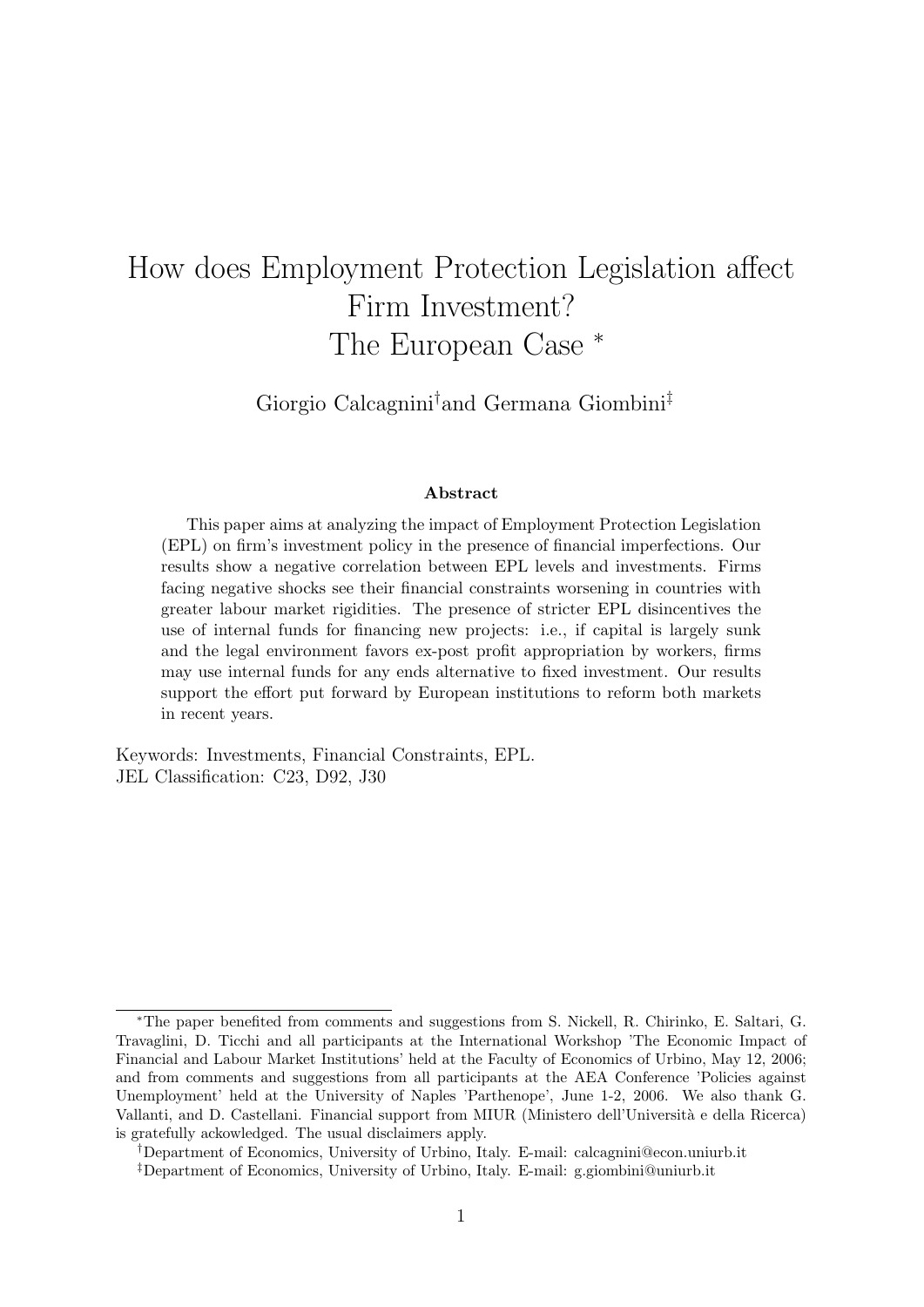# How does Employment Protection Legislation affect Firm Investment? The European Case [*]

Giorgio Calcagnini[†] and Germana Giombini[‡]

**Abstract**

This paper aims at analyzing the impact of Employment Protection Legislation (EPL) on firm's investment policy in the presence of financial imperfections. Our results show a negative correlation between EPL levels and investments. Firms facing negative shocks see their financial constraints worsening in countries with greater labour market rigidities. The presence of stricter EPL disincentives the use of internal funds for financing new projects: i.e., if capital is largely sunk and the legal environment favors ex-post profit appropriation by workers, firms may use internal funds for any ends alternative to fixed investment. Our results support the effort put forward by European institutions to reform both markets in recent years.

Keywords: Investments, Financial Constraints, EPL.
JEL Classification: C23, D92, J30

---

[*] The paper benefited from comments and suggestions from S. Nickell, R. Chirinko, E. Saltari, G. Travaglini, D. Ticchi and all participants at the International Workshop 'The Economic Impact of Financial and Labour Market Institutions' held at the Faculty of Economics of Urbino, May 12, 2006; and from comments and suggestions from all participants at the AEA Conference 'Policies against Unemployment' held at the University of Naples 'Parthenope', June 1-2, 2006. We also thank G. Vallanti, and D. Castellani. Financial support from MIUR (Ministero dell'Università e della Ricerca) is gratefully ackowledged. The usual disclaimers apply.

[†] Department of Economics, University of Urbino, Italy. E-mail: calcagnini@econ.uniurb.it

[‡] Department of Economics, University of Urbino, Italy. E-mail: g.giombini@uniurb.it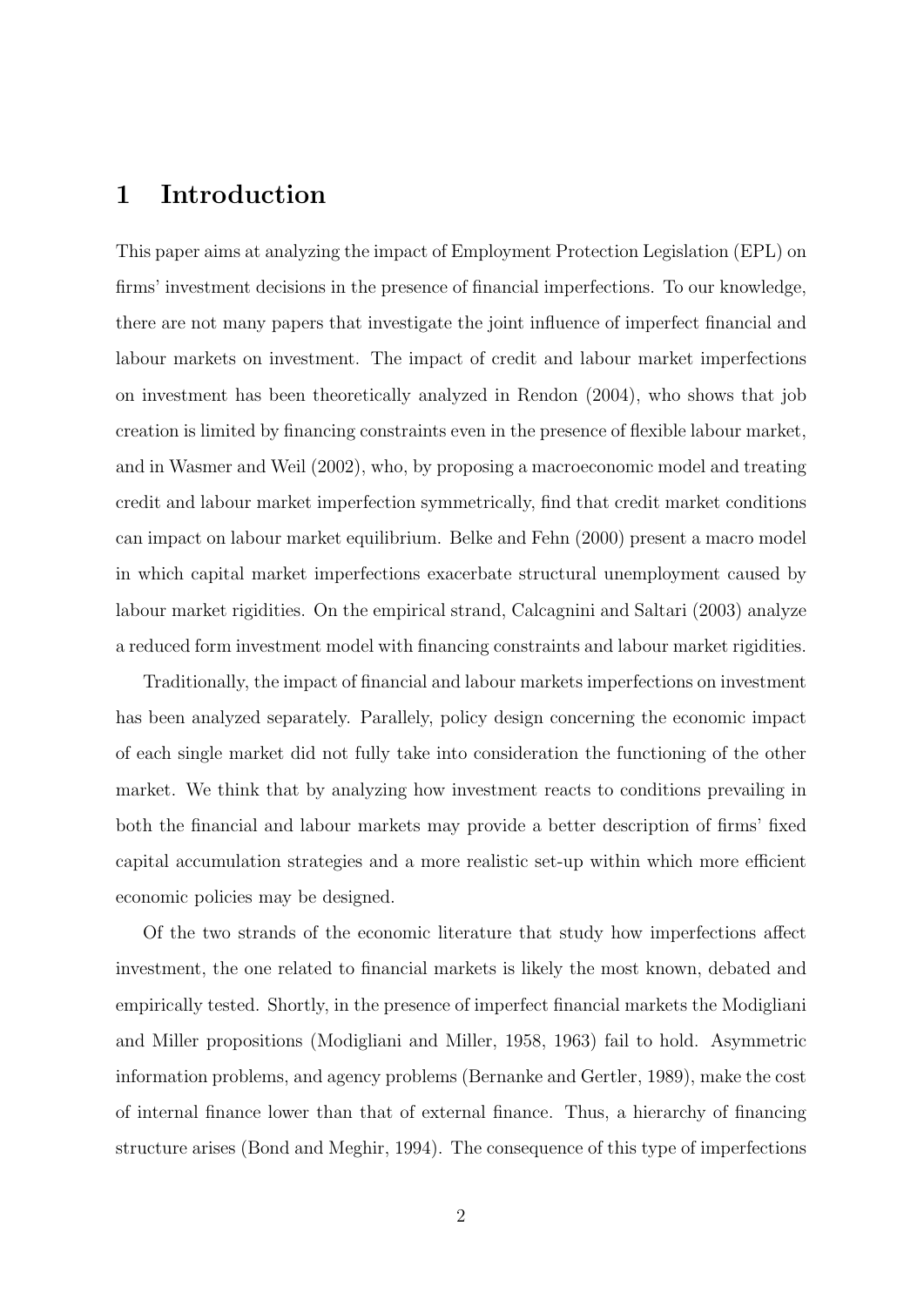# 1 Introduction

This paper aims at analyzing the impact of Employment Protection Legislation (EPL) on firms' investment decisions in the presence of financial imperfections. To our knowledge, there are not many papers that investigate the joint influence of imperfect financial and labour markets on investment. The impact of credit and labour market imperfections on investment has been theoretically analyzed in Rendon (2004), who shows that job creation is limited by financing constraints even in the presence of flexible labour market, and in Wasmer and Weil (2002), who, by proposing a macroeconomic model and treating credit and labour market imperfection symmetrically, find that credit market conditions can impact on labour market equilibrium. Belke and Fehn (2000) present a macro model in which capital market imperfections exacerbate structural unemployment caused by labour market rigidities. On the empirical strand, Calcagnini and Saltari (2003) analyze a reduced form investment model with financing constraints and labour market rigidities.

Traditionally, the impact of financial and labours markets imperfections on investment has been analyzed separately. Parallely, policy design concerning the economic impact of each single market did not fully take into consideration the functioning of the other market. We think that by analyzing how investment reacts to conditions prevailing in both the financial and labour markets may provide a better description of firms' fixed capital accumulation strategies and a more realistic set-up within which more efficient economic policies may be designed.

Of the two strands of the economic literature that study how imperfections affect investment, the one related to financial markets is likely the most known, debated and empirically tested. Shortly, in the presence of imperfect financial markets the Modigliani and Miller propositions (Modigliani and Miller, 1958, 1963) fail to hold. Asymmetric information problems, and agency problems (Bernanke and Gertler, 1989), make the cost of internal finance lower than that of external finance. Thus, a hierarchy of financing structure arises (Bond and Meghir, 1994). The consequence of this type of imperfections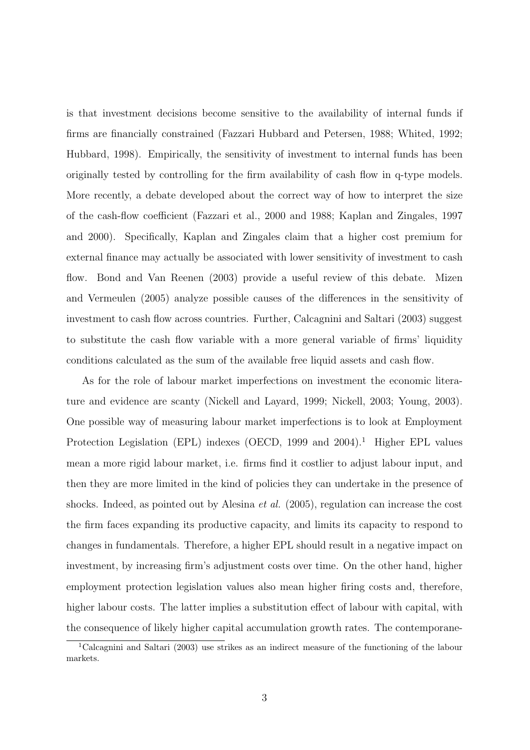is that investment decisions become sensitive to the availability of internal funds if firms are financially constrained (Fazzari Hubbard and Petersen, 1988; Whited, 1992; Hubbard, 1998). Empirically, the sensitivity of investment to internal funds has been originally tested by controlling for the firm availability of cash flow in q-type models. More recently, a debate developed about the correct way of how to interpret the size of the cash-flow coefficient (Fazzari et al., 2000 and 1988; Kaplan and Zingales, 1997 and 2000). Specifically, Kaplan and Zingales claim that a higher cost premium for external finance may actually be associated with lower sensitivity of investment to cash flow. Bond and Van Reenen (2003) provide a useful review of this debate. Mizen and Vermeulen (2005) analyze possible causes of the differences in the sensitivity of investment to cash flow across countries. Further, Calcagnini and Saltari (2003) suggest to substitute the cash flow variable with a more general variable of firms' liquidity conditions calculated as the sum of the available free liquid assets and cash flow.

As for the role of labour market imperfections on investment the economic literature and evidence are scanty (Nickell and Layard, 1999; Nickell, 2003; Young, 2003). One possible way of measuring labour market imperfections is to look at Employment Protection Legislation (EPL) indexes (OECD, 1999 and 2004).[1] Higher EPL values mean a more rigid labour market, i.e. firms find it costlier to adjust labour input, and then they are more limited in the kind of policies they can undertake in the presence of shocks. Indeed, as pointed out by Alesina *et al.* (2005), regulation can increase the cost the firm faces expanding its productive capacity, and limits its capacity to respond to changes in fundamentals. Therefore, a higher EPL should result in a negative impact on investment, by increasing firm's adjustment costs over time. On the other hand, higher employment protection legislation values also mean higher firing costs and, therefore, higher labour costs. The latter implies a substitution effect of labour with capital, with the consequence of likely higher capital accumulation growth rates. The contemporane-

[1] Calcagnini and Saltari (2003) use strikes as an indirect measure of the functioning of the labour markets.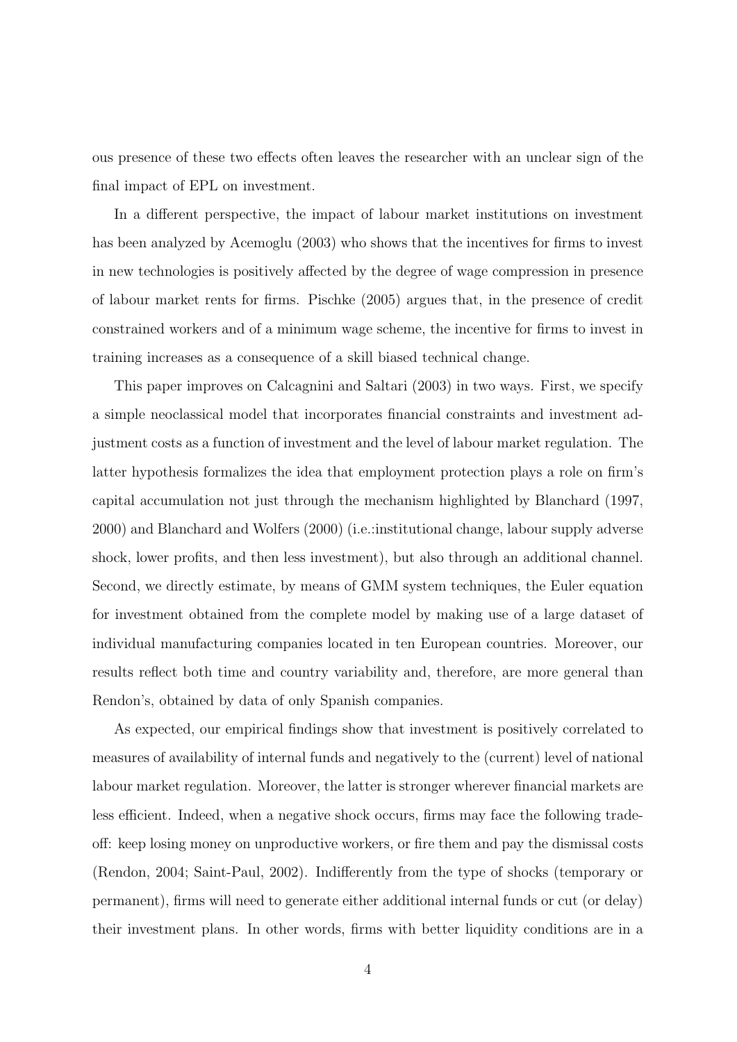ous presence of these two effects often leaves the researcher with an unclear sign of the final impact of EPL on investment.

In a different perspective, the impact of labour market institutions on investment has been analyzed by Acemoglu (2003) who shows that the incentives for firms to invest in new technologies is positively affected by the degree of wage compression in presence of labour market rents for firms. Pischke (2005) argues that, in the presence of credit constrained workers and of a minimum wage scheme, the incentive for firms to invest in training increases as a consequence of a skill biased technical change.

This paper improves on Calcagnini and Saltari (2003) in two ways. First, we specify a simple neoclassical model that incorporates financial constraints and investment adjustment costs as a function of investment and the level of labour market regulation. The latter hypothesis formalizes the idea that employment protection plays a role on firm's capital accumulation not just through the mechanism highlighted by Blanchard (1997, 2000) and Blanchard and Wolfers (2000) (i.e.:institutional change, labour supply adverse shock, lower profits, and then less investment), but also through an additional channel. Second, we directly estimate, by means of GMM system techniques, the Euler equation for investment obtained from the complete model by making use of a large dataset of individual manufacturing companies located in ten European countries. Moreover, our results reflect both time and country variability and, therefore, are more general than Rendon's, obtained by data of only Spanish companies.

As expected, our empirical findings show that investment is positively correlated to measures of availability of internal funds and negatively to the (current) level of national labour market regulation. Moreover, the latter is stronger wherever financial markets are less efficient. Indeed, when a negative shock occurs, firms may face the following trade-off: keep losing money on unproductive workers, or fire them and pay the dismissal costs (Rendon, 2004; Saint-Paul, 2002). Indifferently from the type of shocks (temporary or permanent), firms will need to generate either additional internal funds or cut (or delay) their investment plans. In other words, firms with better liquidity conditions are in a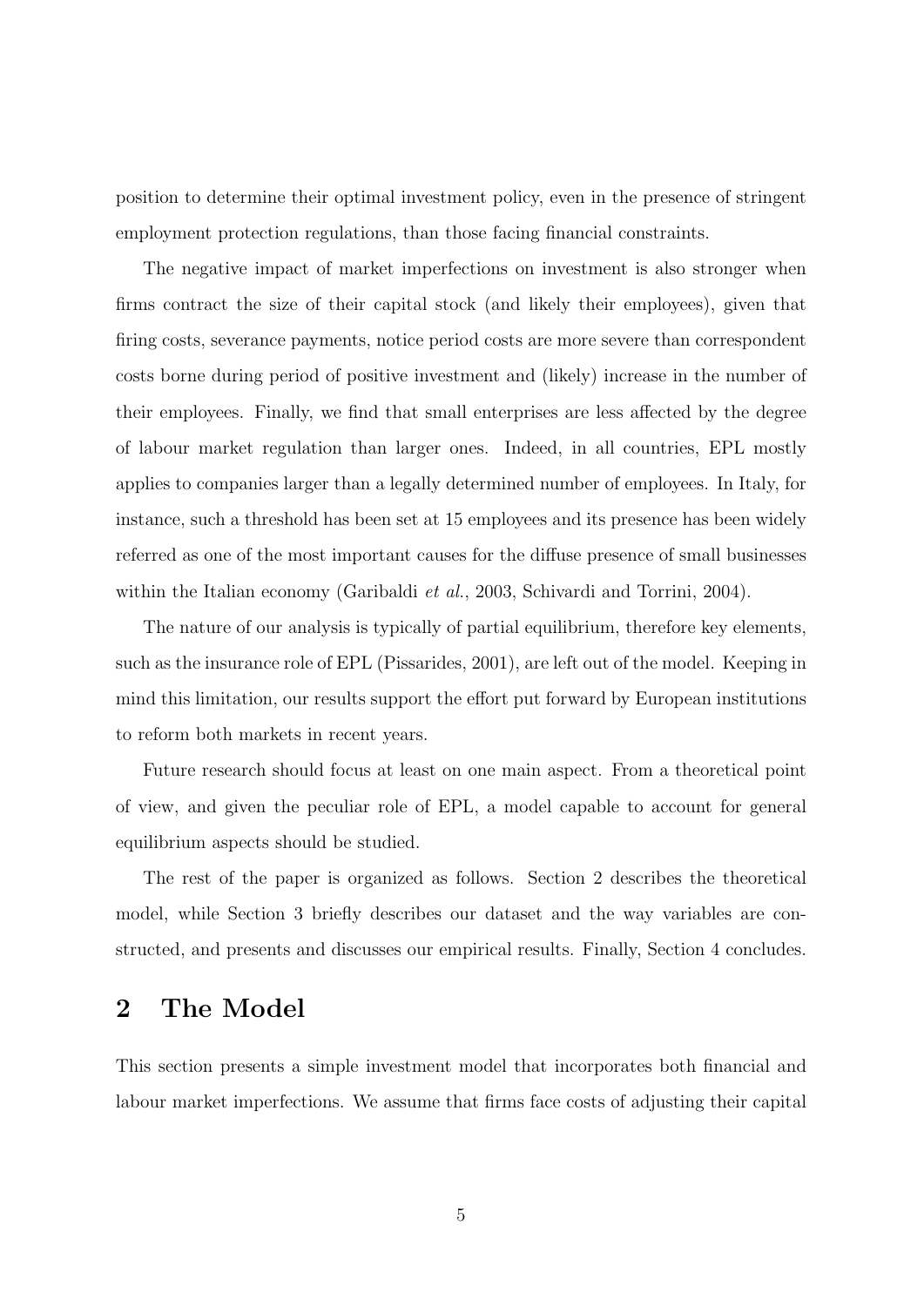position to determine their optimal investment policy, even in the presence of stringent employment protection regulations, than those facing financial constraints.

The negative impact of market imperfections on investment is also stronger when firms contract the size of their capital stock (and likely their employees), given that firing costs, severance payments, notice period costs are more severe than correspondent costs borne during period of positive investment and (likely) increase in the number of their employees. Finally, we find that small enterprises are less affected by the degree of labour market regulation than larger ones. Indeed, in all countries, EPL mostly applies to companies larger than a legally determined number of employees. In Italy, for instance, such a threshold has been set at 15 employees and its presence has been widely referred as one of the most important causes for the diffuse presence of small businesses within the Italian economy (Garibaldi *et al.*, 2003, Schivardi and Torrini, 2004).

The nature of our analysis is typically of partial equilibrium, therefore key elements, such as the insurance role of EPL (Pissarides, 2001), are left out of the model. Keeping in mind this limitation, our results support the effort put forward by European institutions to reform both markets in recent years.

Future research should focus at least on one main aspect. From a theoretical point of view, and given the peculiar role of EPL, a model capable to account for general equilibrium aspects should be studied.

The rest of the paper is organized as follows. Section 2 describes the theoretical model, while Section 3 briefly describes our dataset and the way variables are constructed, and presents and discusses our empirical results. Finally, Section 4 concludes.

## 2 The Model

This section presents a simple investment model that incorporates both financial and labour market imperfections. We assume that firms face costs of adjusting their capital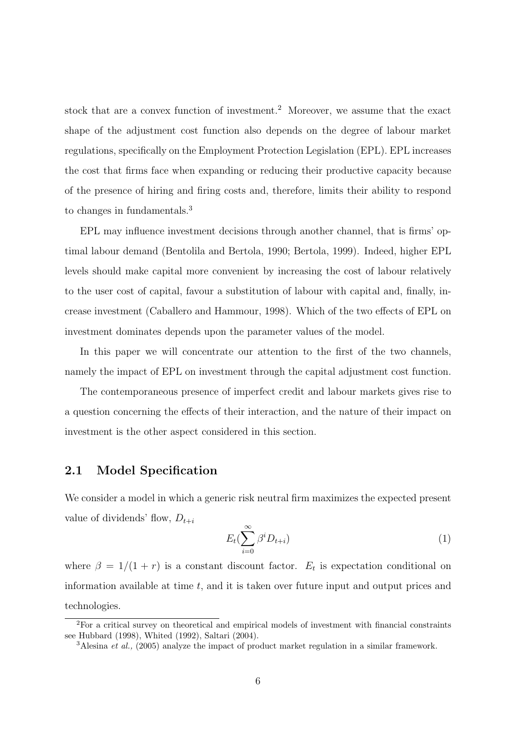stock that are a convex function of investment.[2] Moreover, we assume that the exact shape of the adjustment cost function also depends on the degree of labour market regulations, specifically on the Employment Protection Legislation (EPL). EPL increases the cost that firms face when expanding or reducing their productive capacity because of the presence of hiring and firing costs and, therefore, limits their ability to respond to changes in fundamentals.[3]

EPL may influence investment decisions through another channel, that is firms' optimal labour demand (Bentolila and Bertola, 1990; Bertola, 1999). Indeed, higher EPL levels should make capital more convenient by increasing the cost of labour relatively to the user cost of capital, favour a substitution of labour with capital and, finally, increase investment (Caballero and Hammour, 1998). Which of the two effects of EPL on investment dominates depends upon the parameter values of the model.

In this paper we will concentrate our attention to the first of the two channels, namely the impact of EPL on investment through the capital adjustment cost function.

The contemporaneous presence of imperfect credit and labour markets gives rise to a question concerning the effects of their interaction, and the nature of their impact on investment is the other aspect considered in this section.

## 2.1 Model Specification

We consider a model in which a generic risk neutral firm maximizes the expected present value of dividends' flow, $D_{t+i}$

$$E_t(\sum_{i=0}^{\infty} \beta^i D_{t+i}) \tag{1}$$

where $\beta = 1/(1+r)$ is a constant discount factor. $E_t$ is expectation conditional on information available at time $t$, and it is taken over future input and output prices and technologies.

---

[2] For a critical survey on theoretical and empirical models of investment with financial constraints see Hubbard (1998), Whited (1992), Saltari (2004).

[3] Alesina *et al.,* (2005) analyze the impact of product market regulation in a similar framework.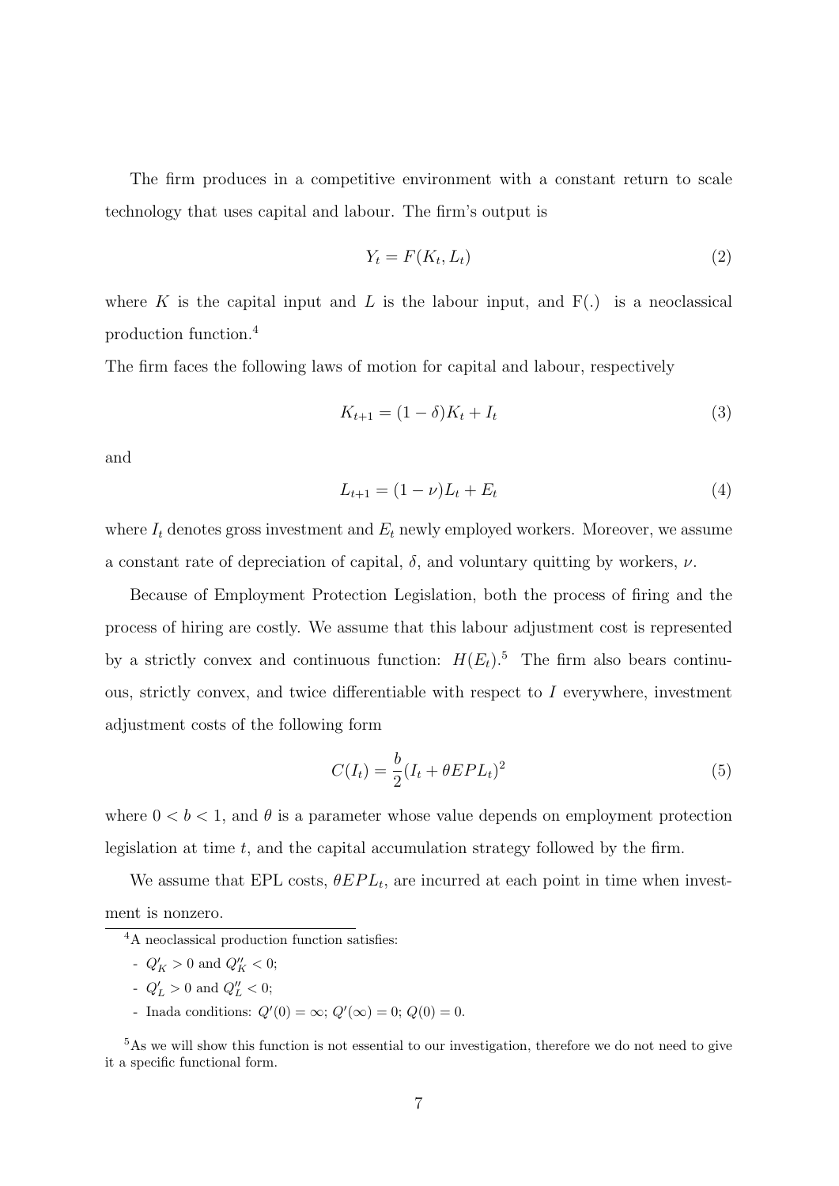The firm produces in a competitive environment with a constant return to scale technology that uses capital and labour. The firm's output is

$$Y_t = F(K_t, L_t) \tag{2}$$

where $K$ is the capital input and $L$ is the labour input, and F(.) is a neoclassical production function.[4]

The firm faces the following laws of motion for capital and labour, respectively

$$K_{t+1} = (1 - \delta)K_t + I_t \tag{3}$$

and

$$L_{t+1} = (1 - \nu)L_t + E_t \tag{4}$$

where $I_t$ denotes gross investment and $E_t$ newly employed workers. Moreover, we assume a constant rate of depreciation of capital, $\delta$, and voluntary quitting by workers, $\nu$.

Because of Employment Protection Legislation, both the process of firing and the process of hiring are costly. We assume that this labour adjustment cost is represented by a strictly convex and continuous function: $H(E_t)$.[5] The firm also bears continuous, strictly convex, and twice differentiable with respect to $I$ everywhere, investment adjustment costs of the following form

$$C(I_t) = \frac{b}{2}(I_t + \theta EPL_t)^2 \tag{5}$$

where $0 < b < 1$, and $\theta$ is a parameter whose value depends on employment protection legislation at time $t$, and the capital accumulation strategy followed by the firm.

We assume that EPL costs, $\theta EPL_t$, are incurred at each point in time when investment is nonzero.

---

[4] A neoclassical production function satisfies:

- $Q'_K > 0$ and $Q''_K < 0$;
- $Q'_L > 0$ and $Q''_L < 0$;
- Inada conditions: $Q'(0) = \infty$; $Q'(\infty) = 0$; $Q(0) = 0$.

[5] As we will show this function is not essential to our investigation, therefore we do not need to give it a specific functional form.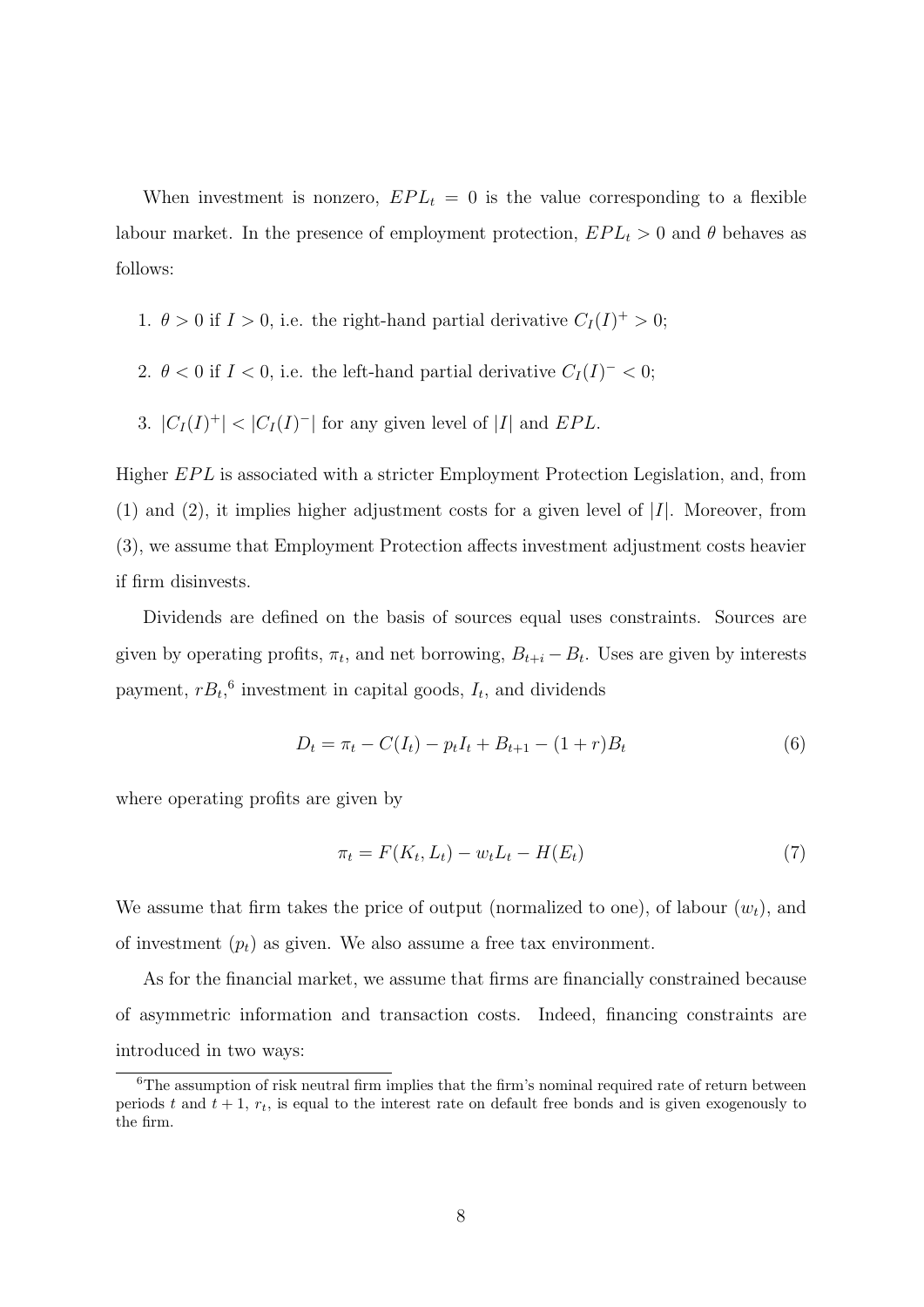When investment is nonzero, $EPL_t = 0$ is the value corresponding to a flexible labour market. In the presence of employment protection, $EPL_t > 0$ and $\theta$ behaves as follows:

1. $\theta > 0$ if $I > 0$, i.e. the right-hand partial derivative $C_I(I)^+ > 0$;
2. $\theta < 0$ if $I < 0$, i.e. the left-hand partial derivative $C_I(I)^- < 0$;
3. $|C_I(I)^+| < |C_I(I)^-|$ for any given level of $|I|$ and $EPL$.

Higher $EPL$ is associated with a stricter Employment Protection Legislation, and, from (1) and (2), it implies higher adjustment costs for a given level of $|I|$. Moreover, from (3), we assume that Employment Protection affects investment adjustment costs heavier if firm disinvests.

Dividends are defined on the basis of sources equal uses constraints. Sources are given by operating profits, $\pi_t$, and net borrowing, $B_{t+i} - B_t$. Uses are given by interests payment, $rB_t$,[6] investment in capital goods, $I_t$, and dividends

$$D_t = \pi_t - C(I_t) - p_t I_t + B_{t+1} - (1 + r)B_t \tag{6}$$

where operating profits are given by

$$\pi_t = F(K_t, L_t) - w_t L_t - H(E_t) \tag{7}$$

We assume that firm takes the price of output (normalized to one), of labour ($w_t$), and of investment ($p_t$) as given. We also assume a free tax environment.

As for the financial market, we assume that firms are financially constrained because of asymmetric information and transaction costs. Indeed, financing constraints are introduced in two ways:

[6] The assumption of risk neutral firm implies that the firm's nominal required rate of return between periods $t$ and $t + 1$, $r_t$, is equal to the interest rate on default free bonds and is given exogenously to the firm.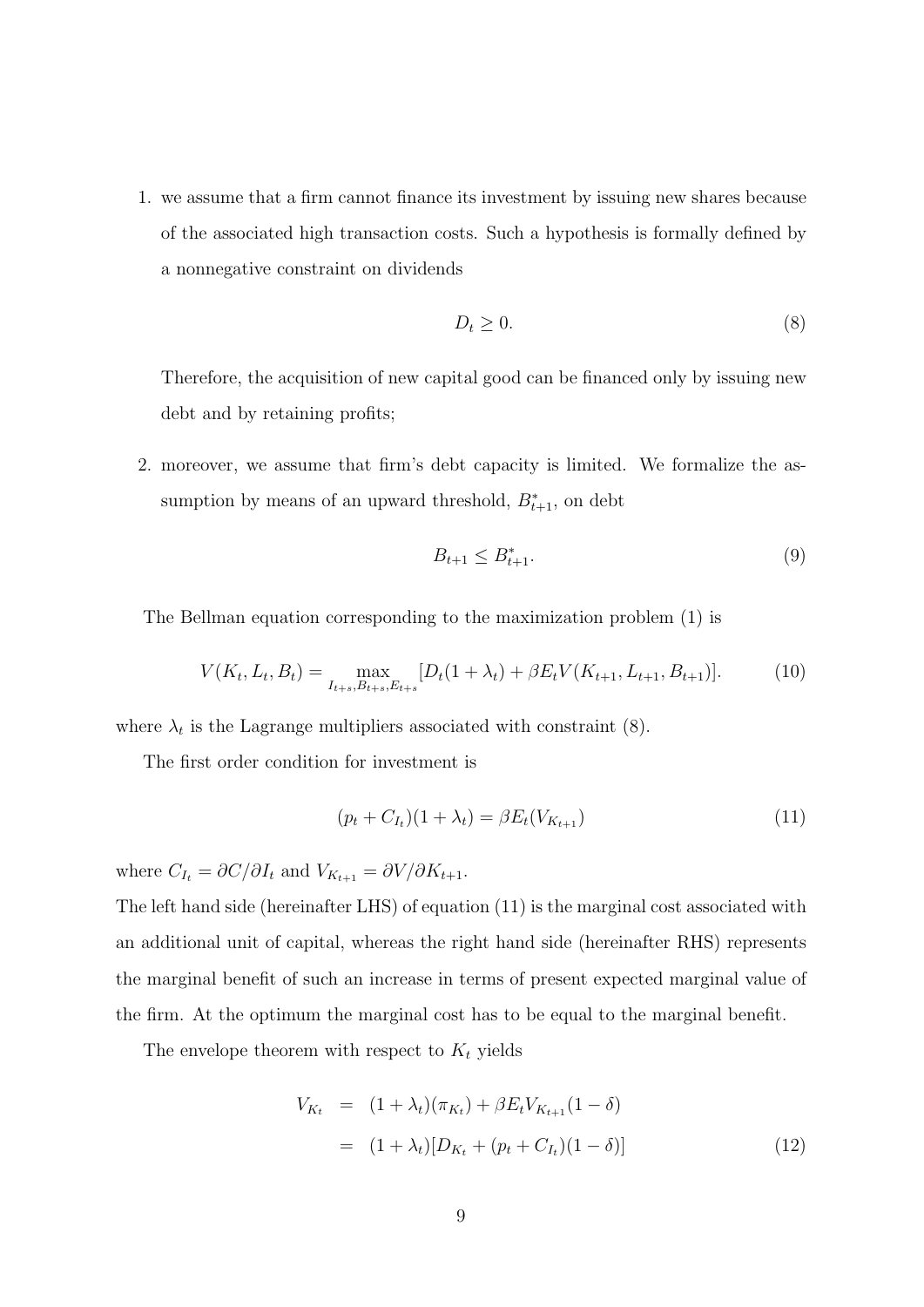1. we assume that a firm cannot finance its investment by issuing new shares because of the associated high transaction costs. Such a hypothesis is formally defined by a nonnegative constraint on dividends

$$D_t \geq 0. \tag{8}$$

   Therefore, the acquisition of new capital good can be financed only by issuing new debt and by retaining profits;

2. moreover, we assume that firm's debt capacity is limited. We formalize the assumption by means of an upward threshold, $B^*_{t+1}$, on debt

$$B_{t+1} \leq B^*_{t+1}. \tag{9}$$

The Bellman equation corresponding to the maximization problem (1) is

$$V(K_t, L_t, B_t) = \max_{I_{t+s}, B_{t+s}, E_{t+s}} [D_t(1 + \lambda_t) + \beta E_t V(K_{t+1}, L_{t+1}, B_{t+1})]. \tag{10}$$

where $\lambda_t$ is the Lagrange multipliers associated with constraint (8).

The first order condition for investment is

$$(p_t + C_{I_t})(1 + \lambda_t) = \beta E_t(V_{K_{t+1}}) \tag{11}$$

where $C_{I_t} = \partial C / \partial I_t$ and $V_{K_{t+1}} = \partial V / \partial K_{t+1}$.
The left hand side (hereinafter LHS) of equation (11) is the marginal cost associated with an additional unit of capital, whereas the right hand side (hereinafter RHS) represents the marginal benefit of such an increase in terms of present expected marginal value of the firm. At the optimum the marginal cost has to be equal to the marginal benefit.

The envelope theorem with respect to $K_t$ yields

$$\begin{aligned} V_{K_t} &= (1 + \lambda_t)(\pi_{K_t}) + \beta E_t V_{K_{t+1}}(1 - \delta) \\ &= (1 + \lambda_t)[D_{K_t} + (p_t + C_{I_t})(1 - \delta)] \end{aligned} \tag{12}$$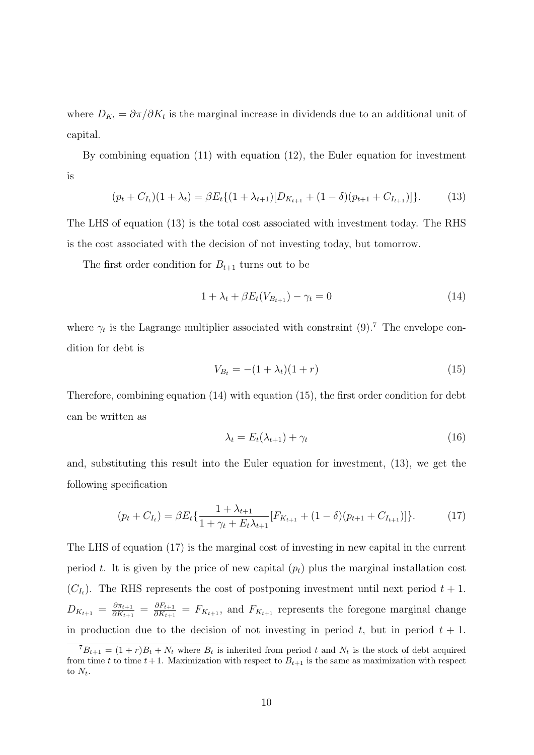where $D_{K_t} = \partial\pi/\partial K_t$ is the marginal increase in dividends due to an additional unit of capital.

By combining equation (11) with equation (12), the Euler equation for investment is

$$(p_t + C_{I_t})(1 + \lambda_t) = \beta E_t\{(1 + \lambda_{t+1})[D_{K_{t+1}} + (1 - \delta)(p_{t+1} + C_{I_{t+1}})]\}. \tag{13}$$

The LHS of equation (13) is the total cost associated with investment today. The RHS is the cost associated with the decision of not investing today, but tomorrow.

The first order condition for $B_{t+1}$ turns out to be

$$1 + \lambda_t + \beta E_t(V_{B_{t+1}}) - \gamma_t = 0 \tag{14}$$

where $\gamma_t$ is the Lagrange multiplier associated with constraint (9).[7] The envelope condition for debt is

$$V_{B_t} = -(1 + \lambda_t)(1 + r) \tag{15}$$

Therefore, combining equation (14) with equation (15), the first order condition for debt can be written as

$$\lambda_t = E_t(\lambda_{t+1}) + \gamma_t \tag{16}$$

and, substituting this result into the Euler equation for investment, (13), we get the following specification

$$(p_t + C_{I_t}) = \beta E_t\{\frac{1 + \lambda_{t+1}}{1 + \gamma_t + E_t\lambda_{t+1}}[F_{K_{t+1}} + (1 - \delta)(p_{t+1} + C_{I_{t+1}})]\}. \tag{17}$$

The LHS of equation (17) is the marginal cost of investing in new capital in the current period $t$. It is given by the price of new capital ($p_t$) plus the marginal installation cost ($C_{I_t}$). The RHS represents the cost of postponing investment until next period $t+1$. $D_{K_{t+1}} = \frac{\partial \pi_{t+1}}{\partial K_{t+1}} = \frac{\partial F_{t+1}}{\partial K_{t+1}} = F_{K_{t+1}}$, and $F_{K_{t+1}}$ represents the foregone marginal change in production due to the decision of not investing in period $t$, but in period $t+1$.

[7] $B_{t+1} = (1 + r)B_t + N_t$ where $B_t$ is inherited from period $t$ and $N_t$ is the stock of debt acquired from time $t$ to time $t+1$. Maximization with respect to $B_{t+1}$ is the same as maximization with respect to $N_t$.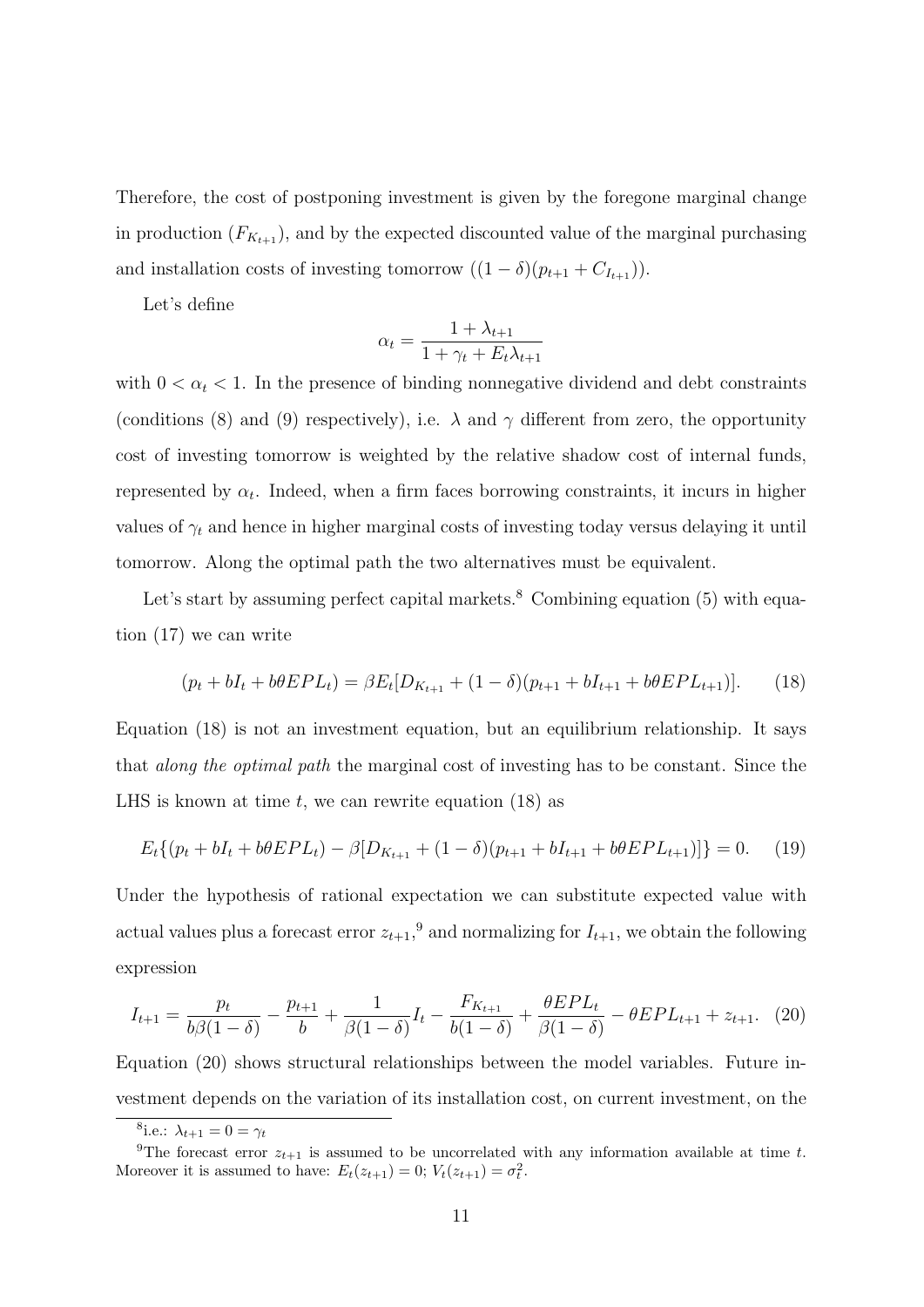Therefore, the cost of postponing investment is given by the foregone marginal change in production ($F_{K_{t+1}}$), and by the expected discounted value of the marginal purchasing and installation costs of investing tomorrow ($(1-\delta)(p_{t+1} + C_{I_{t+1}})$).

Let's define

$$\alpha_t = \frac{1 + \lambda_{t+1}}{1 + \gamma_t + E_t\lambda_{t+1}}$$

with $0 < \alpha_t < 1$. In the presence of binding nonnegative dividend and debt constraints (conditions (8) and (9) respectively), i.e. $\lambda$ and $\gamma$ different from zero, the opportunity cost of investing tomorrow is weighted by the relative shadow cost of internal funds, represented by $\alpha_t$. Indeed, when a firm faces borrowing constraints, it incurs in higher values of $\gamma_t$ and hence in higher marginal costs of investing today versus delaying it until tomorrow. Along the optimal path the two alternatives must be equivalent.

Let's start by assuming perfect capital markets.[8] Combining equation (5) with equation (17) we can write

$$(p_t + bI_t + b\theta EPL_t) = \beta E_t[D_{K_{t+1}} + (1-\delta)(p_{t+1} + bI_{t+1} + b\theta EPL_{t+1})]. \tag{18}$$

Equation (18) is not an investment equation, but an equilibrium relationship. It says that *along the optimal path* the marginal cost of investing has to be constant. Since the LHS is known at time $t$, we can rewrite equation (18) as

$$E_t\{(p_t + bI_t + b\theta EPL_t) - \beta[D_{K_{t+1}} + (1-\delta)(p_{t+1} + bI_{t+1} + b\theta EPL_{t+1})]\} = 0. \tag{19}$$

Under the hypothesis of rational expectation we can substitute expected value with actual values plus a forecast error $z_{t+1}$,[9] and normalizing for $I_{t+1}$, we obtain the following expression

$$I_{t+1} = \frac{p_t}{b\beta(1-\delta)} - \frac{p_{t+1}}{b} + \frac{1}{\beta(1-\delta)}I_t - \frac{F_{K_{t+1}}}{b(1-\delta)} + \frac{\theta EPL_t}{\beta(1-\delta)} - \theta EPL_{t+1} + z_{t+1}. \tag{20}$$

Equation (20) shows structural relationships between the model variables. Future investment depends on the variation of its installation cost, on current investment, on the

[8] i.e.: $\lambda_{t+1} = 0 = \gamma_t$

[9] The forecast error $z_{t+1}$ is assumed to be uncorrelated with any information available at time $t$. Moreover it is assumed to have: $E_t(z_{t+1}) = 0$; $V_t(z_{t+1}) = \sigma_t^2$.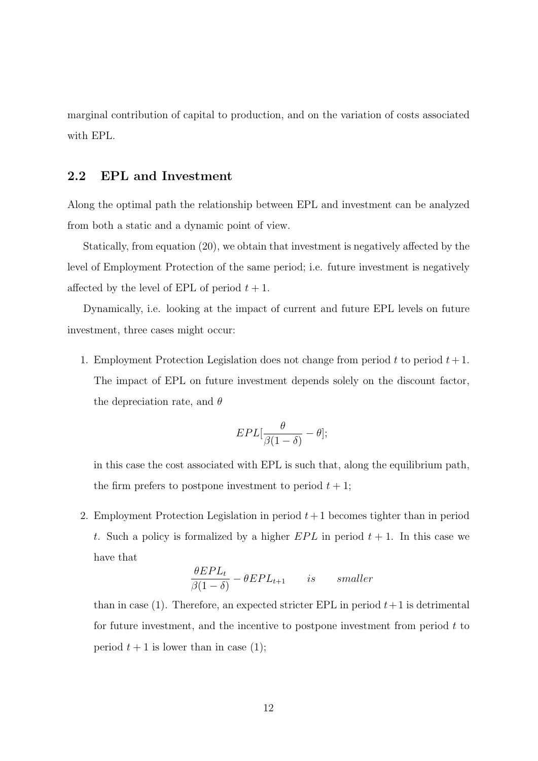marginal contribution of capital to production, and on the variation of costs associated with EPL.

## 2.2 EPL and Investment

Along the optimal path the relationship between EPL and investment can be analyzed from both a static and a dynamic point of view.

Statically, from equation (20), we obtain that investment is negatively affected by the level of Employment Protection of the same period; i.e. future investment is negatively affected by the level of EPL of period $t+1$.

Dynamically, i.e. looking at the impact of current and future EPL levels on future investment, three cases might occur:

1. Employment Protection Legislation does not change from period $t$ to period $t+1$. The impact of EPL on future investment depends solely on the discount factor, the depreciation rate, and $\theta$

$$EPL[\frac{\theta}{\beta(1-\delta)} - \theta];$$

   in this case the cost associated with EPL is such that, along the equilibrium path, the firm prefers to postpone investment to period $t+1$;

2. Employment Protection Legislation in period $t+1$ becomes tighter than in period $t$. Such a policy is formalized by a higher $EPL$ in period $t+1$. In this case we have that

$$\frac{\theta EPL_t}{\beta(1-\delta)} - \theta EPL_{t+1} \qquad is \qquad smaller$$

   than in case (1). Therefore, an expected stricter EPL in period $t+1$ is detrimental for future investment, and the incentive to postpone investment from period $t$ to period $t+1$ is lower than in case (1);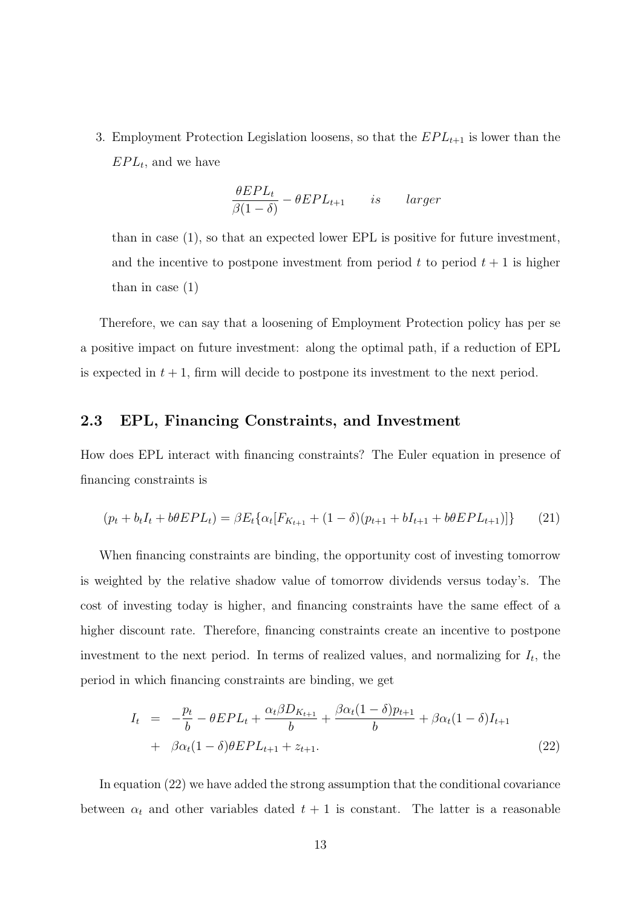3. Employment Protection Legislation loosens, so that the $EPL_{t+1}$ is lower than the $EPL_t$, and we have

$$\frac{\theta EPL_t}{\beta(1-\delta)} - \theta EPL_{t+1} \qquad is \qquad larger$$

than in case (1), so that an expected lower EPL is positive for future investment, and the incentive to postpone investment from period $t$ to period $t+1$ is higher than in case (1)

Therefore, we can say that a loosening of Employment Protection policy has per se a positive impact on future investment: along the optimal path, if a reduction of EPL is expected in $t+1$, firm will decide to postpone its investment to the next period.

## 2.3 EPL, Financing Constraints, and Investment

How does EPL interact with financing constraints? The Euler equation in presence of financing constraints is

$$(p_t + b_t I_t + b\theta EPL_t) = \beta E_t\{\alpha_t[F_{K_{t+1}} + (1-\delta)(p_{t+1} + bI_{t+1} + b\theta EPL_{t+1})]\} \tag{21}$$

When financing constraints are binding, the opportunity cost of investing tomorrow is weighted by the relative shadow value of tomorrow dividends versus today's. The cost of investing today is higher, and financing constraints have the same effect of a higher discount rate. Therefore, financing constraints create an incentive to postpone investment to the next period. In terms of realized values, and normalizing for $I_t$, the period in which financing constraints are binding, we get

$$\begin{aligned} I_t &= -\frac{p_t}{b} - \theta EPL_t + \frac{\alpha_t \beta D_{K_{t+1}}}{b} + \frac{\beta\alpha_t(1-\delta)p_{t+1}}{b} + \beta\alpha_t(1-\delta)I_{t+1} \\ &+ \beta\alpha_t(1-\delta)\theta EPL_{t+1} + z_{t+1}. \end{aligned} \tag{22}$$

In equation (22) we have added the strong assumption that the conditional covariance between $\alpha_t$ and other variables dated $t+1$ is constant. The latter is a reasonable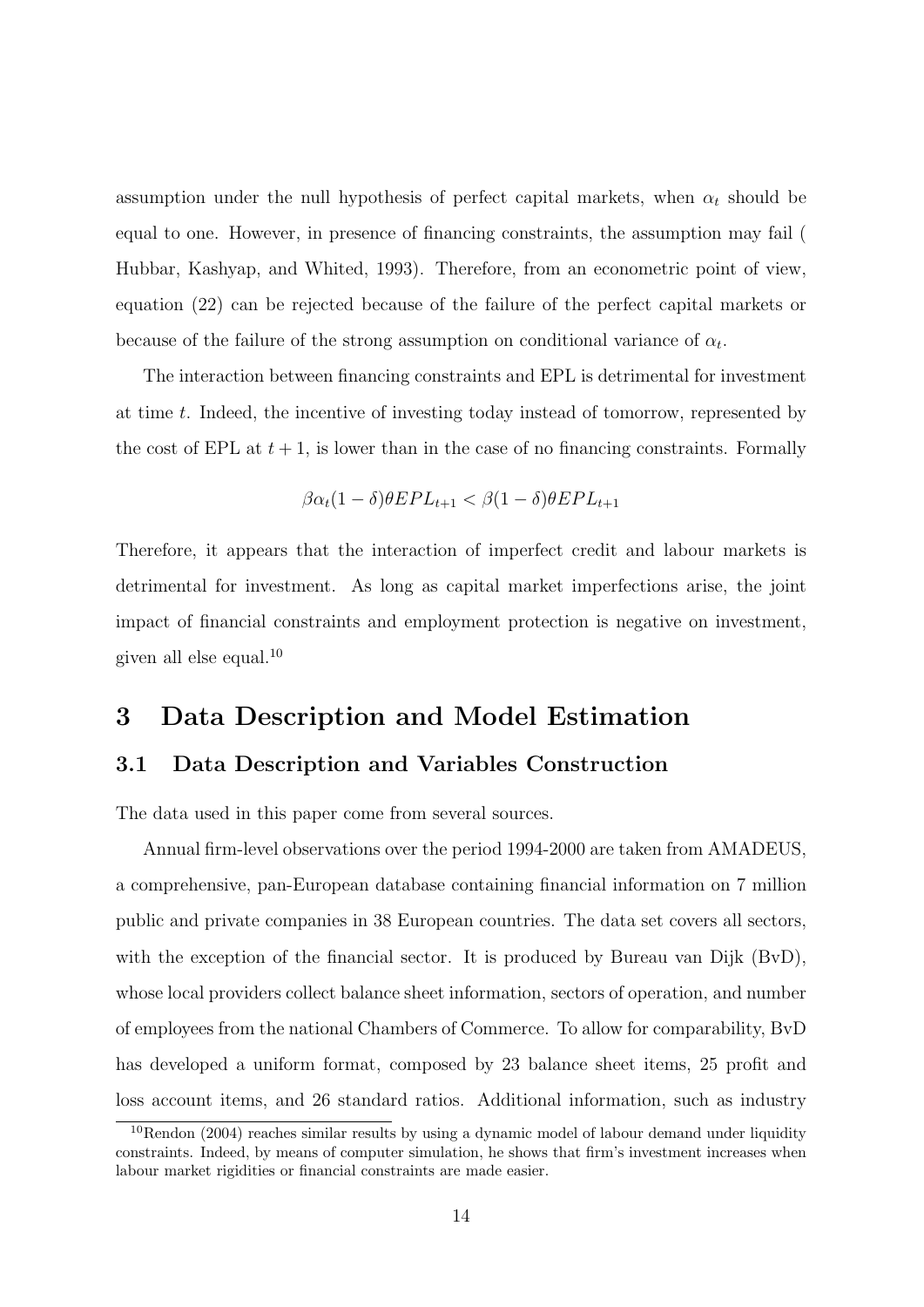assumption under the null hypothesis of perfect capital markets, when $\alpha_t$ should be equal to one. However, in presence of financing constraints, the assumption may fail ( Hubbar, Kashyap, and Whited, 1993). Therefore, from an econometric point of view, equation (22) can be rejected because of the failure of the perfect capital markets or because of the failure of the strong assumption on conditional variance of $\alpha_t$.

The interaction between financing constraints and EPL is detrimental for investment at time $t$. Indeed, the incentive of investing today instead of tomorrow, represented by the cost of EPL at $t+1$, is lower than in the case of no financing constraints. Formally

$$\beta\alpha_t(1-\delta)\theta EPL_{t+1} < \beta(1-\delta)\theta EPL_{t+1}$$

Therefore, it appears that the interaction of imperfect credit and labour markets is detrimental for investment. As long as capital market imperfections arise, the joint impact of financial constraints and employment protection is negative on investment, given all else equal.[10]

# 3 Data Description and Model Estimation

## 3.1 Data Description and Variables Construction

The data used in this paper come from several sources.

Annual firm-level observations over the period 1994-2000 are taken from AMADEUS, a comprehensive, pan-European database containing financial information on 7 million public and private companies in 38 European countries. The data set covers all sectors, with the exception of the financial sector. It is produced by Bureau van Dijk (BvD), whose local providers collect balance sheet information, sectors of operation, and number of employees from the national Chambers of Commerce. To allow for comparability, BvD has developed a uniform format, composed by 23 balance sheet items, 25 profit and loss account items, and 26 standard ratios. Additional information, such as industry

[10] Rendon (2004) reaches similar results by using a dynamic model of labour demand under liquidity constraints. Indeed, by means of computer simulation, he shows that firm's investment increases when labour market rigidities or financial constraints are made easier.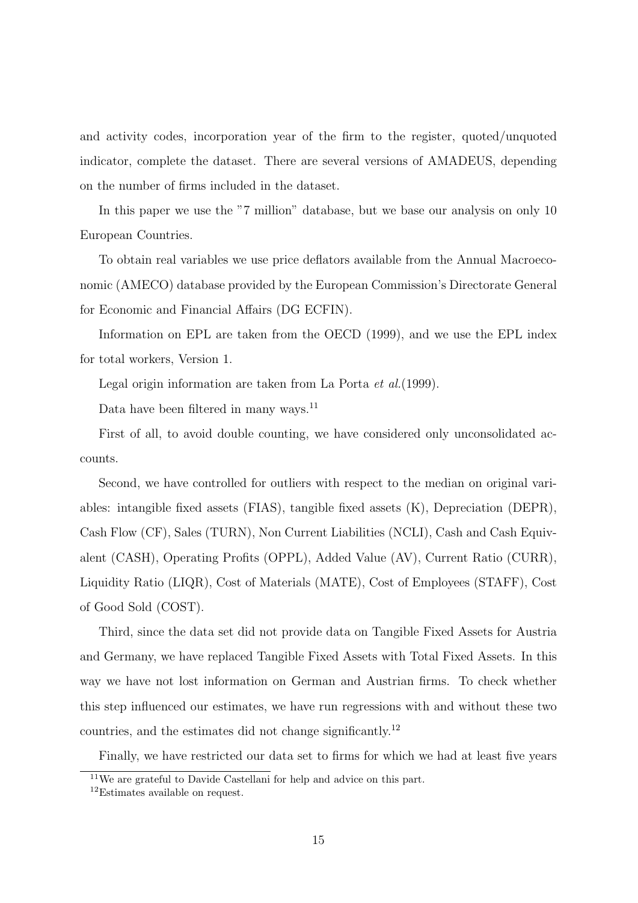and activity codes, incorporation year of the firm to the register, quoted/unquoted indicator, complete the dataset. There are several versions of AMADEUS, depending on the number of firms included in the dataset.

In this paper we use the "7 million" database, but we base our analysis on only 10 European Countries.

To obtain real variables we use price deflators available from the Annual Macroeconomic (AMECO) database provided by the European Commission's Directorate General for Economic and Financial Affairs (DG ECFIN).

Information on EPL are taken from the OECD (1999), and we use the EPL index for total workers, Version 1.

Legal origin information are taken from La Porta *et al.*(1999).

Data have been filtered in many ways.[11]

First of all, to avoid double counting, we have considered only unconsolidated accounts.

Second, we have controlled for outliers with respect to the median on original variables: intangible fixed assets (FIAS), tangible fixed assets (K), Depreciation (DEPR), Cash Flow (CF), Sales (TURN), Non Current Liabilities (NCLI), Cash and Cash Equivalent (CASH), Operating Profits (OPPL), Added Value (AV), Current Ratio (CURR), Liquidity Ratio (LIQR), Cost of Materials (MATE), Cost of Employees (STAFF), Cost of Good Sold (COST).

Third, since the data set did not provide data on Tangible Fixed Assets for Austria and Germany, we have replaced Tangible Fixed Assets with Total Fixed Assets. In this way we have not lost information on German and Austrian firms. To check whether this step influenced our estimates, we have run regressions with and without these two countries, and the estimates did not change significantly.[12]

Finally, we have restricted our data set to firms for which we had at least five years

[11] We are grateful to Davide Castellani for help and advice on this part.

[12] Estimates available on request.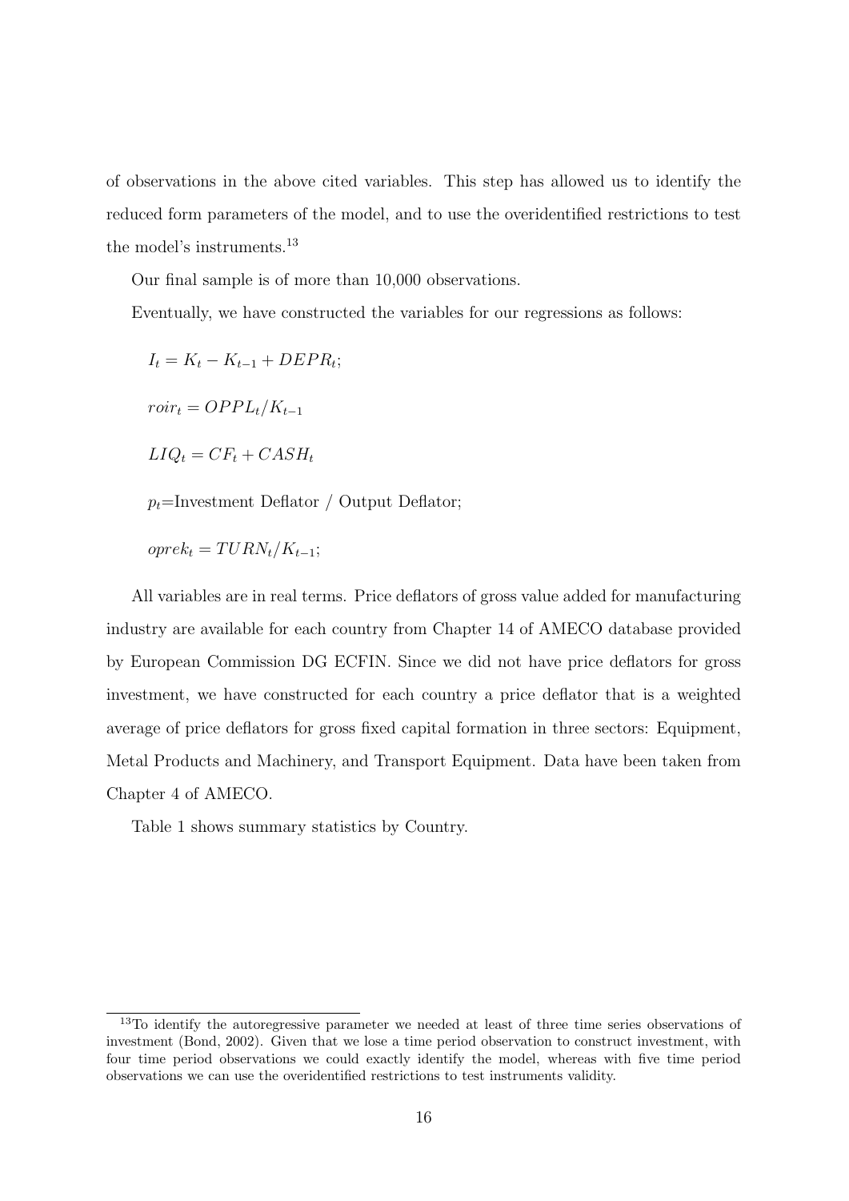of observations in the above cited variables. This step has allowed us to identify the reduced form parameters of the model, and to use the overidentified restrictions to test the model's instruments.[13]

Our final sample is of more than 10,000 observations.

Eventually, we have constructed the variables for our regressions as follows:

$I_t = K_t - K_{t-1} + DEPR_t$;

$roir_t = OPPL_t / K_{t-1}$

$LIQ_t = CF_t + CASH_t$

$p_t$=Investment Deflator / Output Deflator;

$oprek_t = TURN_t / K_{t-1}$;

All variables are in real terms. Price deflators of gross value added for manufacturing industry are available for each country from Chapter 14 of AMECO database provided by European Commission DG ECFIN. Since we did not have price deflators for gross investment, we have constructed for each country a price deflator that is a weighted average of price deflators for gross fixed capital formation in three sectors: Equipment, Metal Products and Machinery, and Transport Equipment. Data have been taken from Chapter 4 of AMECO.

Table 1 shows summary statistics by Country.

[13] To identify the autoregressive parameter we needed at least of three time series observations of investment (Bond, 2002). Given that we lose a time period observation to construct investment, with four time period observations we could exactly identify the model, whereas with five time period observations we can use the overidentified restrictions to test instruments validity.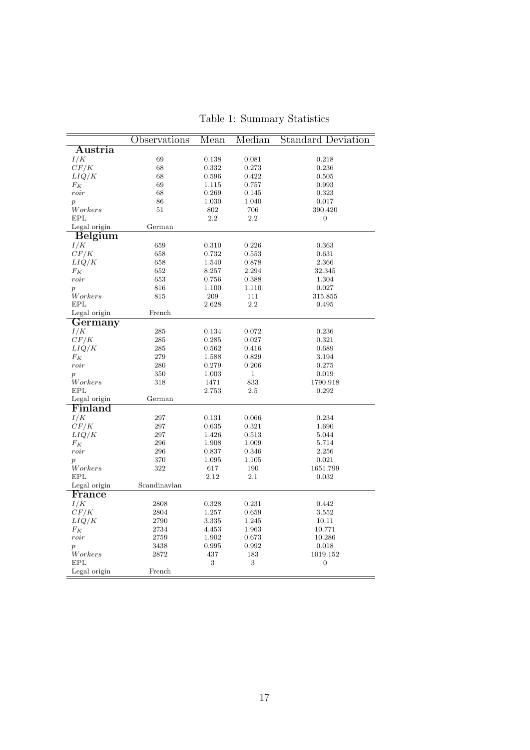Table 1: Summary Statistics

| | Observations | Mean | Median | Standard Deviation |
|---|---|---|---|---|
| **Austria** | | | | |
| $I/K$ | 69 | 0.138 | 0.081 | 0.218 |
| $CF/K$ | 68 | 0.332 | 0.273 | 0.236 |
| $LIQ/K$ | 68 | 0.596 | 0.422 | 0.505 |
| $F_K$ | 69 | 1.115 | 0.757 | 0.993 |
| $roir$ | 68 | 0.269 | 0.145 | 0.323 |
| $p$ | 86 | 1.030 | 1.040 | 0.017 |
| $Workers$ | 51 | 802 | 706 | 390.420 |
| EPL | | 2.2 | 2.2 | 0 |
| Legal origin | German | | | |
| **Belgium** | | | | |
| $I/K$ | 659 | 0.310 | 0.226 | 0.363 |
| $CF/K$ | 658 | 0.732 | 0.553 | 0.631 |
| $LIQ/K$ | 658 | 1.540 | 0.878 | 2.366 |
| $F_K$ | 652 | 8.257 | 2.294 | 32.345 |
| $roir$ | 653 | 0.756 | 0.388 | 1.304 |
| $p$ | 816 | 1.100 | 1.110 | 0.027 |
| $Workers$ | 815 | 209 | 111 | 315.855 |
| EPL | | 2.628 | 2.2 | 0.495 |
| Legal origin | French | | | |
| **Germany** | | | | |
| $I/K$ | 285 | 0.134 | 0.072 | 0.236 |
| $CF/K$ | 285 | 0.285 | 0.027 | 0.321 |
| $LIQ/K$ | 285 | 0.562 | 0.416 | 0.689 |
| $F_K$ | 279 | 1.588 | 0.829 | 3.194 |
| $roir$ | 280 | 0.279 | 0.206 | 0.275 |
| $p$ | 350 | 1.003 | 1 | 0.019 |
| $Workers$ | 318 | 1471 | 833 | 1790.918 |
| EPL | | 2.753 | 2.5 | 0.292 |
| Legal origin | German | | | |
| **Finland** | | | | |
| $I/K$ | 297 | 0.131 | 0.066 | 0.234 |
| $CF/K$ | 297 | 0.635 | 0.321 | 1.690 |
| $LIQ/K$ | 297 | 1.426 | 0.513 | 5.044 |
| $F_K$ | 296 | 1.908 | 1.009 | 5.714 |
| $roir$ | 296 | 0.837 | 0.346 | 2.256 |
| $p$ | 370 | 1.095 | 1.105 | 0.021 |
| $Workers$ | 322 | 617 | 190 | 1651.799 |
| EPL | | 2.12 | 2.1 | 0.032 |
| Legal origin | Scandinavian | | | |
| **France** | | | | |
| $I/K$ | 2808 | 0.328 | 0.231 | 0.442 |
| $CF/K$ | 2804 | 1.257 | 0.659 | 3.552 |
| $LIQ/K$ | 2790 | 3.335 | 1.245 | 10.11 |
| $F_K$ | 2734 | 4.453 | 1.963 | 10.771 |
| $roir$ | 2759 | 1.902 | 0.673 | 10.286 |
| $p$ | 3438 | 0.995 | 0.992 | 0.018 |
| $Workers$ | 2872 | 437 | 183 | 1019.152 |
| EPL | | 3 | 3 | 0 |
| Legal origin | French | | | |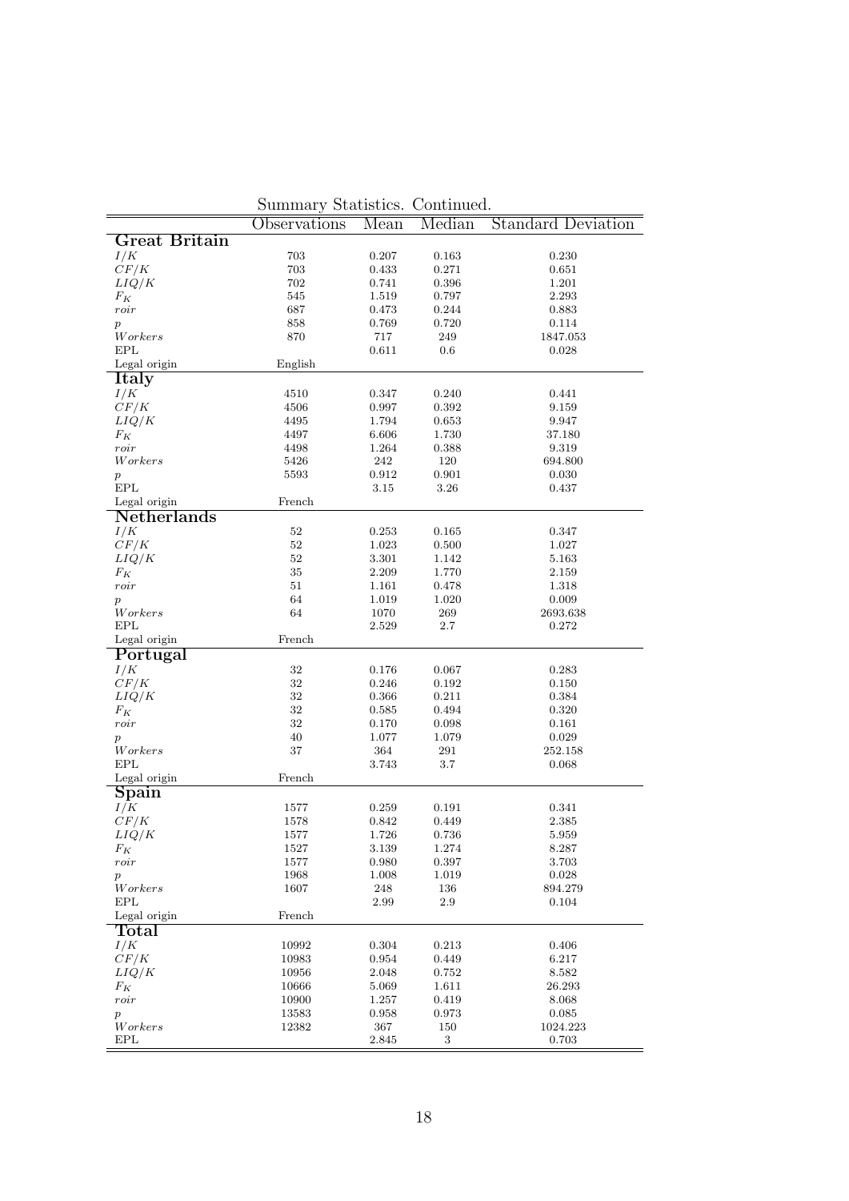Summary Statistics. Continued.

| | Observations | Mean | Median | Standard Deviation |
|---|---|---|---|---|
| **Great Britain** | | | | |
| $I/K$ | 703 | 0.207 | 0.163 | 0.230 |
| $CF/K$ | 703 | 0.433 | 0.271 | 0.651 |
| $LIQ/K$ | 702 | 0.741 | 0.396 | 1.201 |
| $F_K$ | 545 | 1.519 | 0.797 | 2.293 |
| $roir$ | 687 | 0.473 | 0.244 | 0.883 |
| $p$ | 858 | 0.769 | 0.720 | 0.114 |
| $Workers$ | 870 | 717 | 249 | 1847.053 |
| EPL | | 0.611 | 0.6 | 0.028 |
| Legal origin | English | | | |
| **Italy** | | | | |
| $I/K$ | 4510 | 0.347 | 0.240 | 0.441 |
| $CF/K$ | 4506 | 0.997 | 0.392 | 9.159 |
| $LIQ/K$ | 4495 | 1.794 | 0.653 | 9.947 |
| $F_K$ | 4497 | 6.606 | 1.730 | 37.180 |
| $roir$ | 4498 | 1.264 | 0.388 | 9.319 |
| $Workers$ | 5426 | 242 | 120 | 694.800 |
| $p$ | 5593 | 0.912 | 0.901 | 0.030 |
| EPL | | 3.15 | 3.26 | 0.437 |
| Legal origin | French | | | |
| **Netherlands** | | | | |
| $I/K$ | 52 | 0.253 | 0.165 | 0.347 |
| $CF/K$ | 52 | 1.023 | 0.500 | 1.027 |
| $LIQ/K$ | 52 | 3.301 | 1.142 | 5.163 |
| $F_K$ | 35 | 2.209 | 1.770 | 2.159 |
| $roir$ | 51 | 1.161 | 0.478 | 1.318 |
| $p$ | 64 | 1.019 | 1.020 | 0.009 |
| $Workers$ | 64 | 1070 | 269 | 2693.638 |
| EPL | | 2.529 | 2.7 | 0.272 |
| Legal origin | French | | | |
| **Portugal** | | | | |
| $I/K$ | 32 | 0.176 | 0.067 | 0.283 |
| $CF/K$ | 32 | 0.246 | 0.192 | 0.150 |
| $LIQ/K$ | 32 | 0.366 | 0.211 | 0.384 |
| $F_K$ | 32 | 0.585 | 0.494 | 0.320 |
| $roir$ | 32 | 0.170 | 0.098 | 0.161 |
| $p$ | 40 | 1.077 | 1.079 | 0.029 |
| $Workers$ | 37 | 364 | 291 | 252.158 |
| EPL | | 3.743 | 3.7 | 0.068 |
| Legal origin | French | | | |
| **Spain** | | | | |
| $I/K$ | 1577 | 0.259 | 0.191 | 0.341 |
| $CF/K$ | 1578 | 0.842 | 0.449 | 2.385 |
| $LIQ/K$ | 1577 | 1.726 | 0.736 | 5.959 |
| $F_K$ | 1527 | 3.139 | 1.274 | 8.287 |
| $roir$ | 1577 | 0.980 | 0.397 | 3.703 |
| $p$ | 1968 | 1.008 | 1.019 | 0.028 |
| $Workers$ | 1607 | 248 | 136 | 894.279 |
| EPL | | 2.99 | 2.9 | 0.104 |
| Legal origin | French | | | |
| **Total** | | | | |
| $I/K$ | 10992 | 0.304 | 0.213 | 0.406 |
| $CF/K$ | 10983 | 0.954 | 0.449 | 6.217 |
| $LIQ/K$ | 10956 | 2.048 | 0.752 | 8.582 |
| $F_K$ | 10666 | 5.069 | 1.611 | 26.293 |
| $roir$ | 10900 | 1.257 | 0.419 | 8.068 |
| $p$ | 13583 | 0.958 | 0.973 | 0.085 |
| $Workers$ | 12382 | 367 | 150 | 1024.223 |
| EPL | | 2.845 | 3 | 0.703 |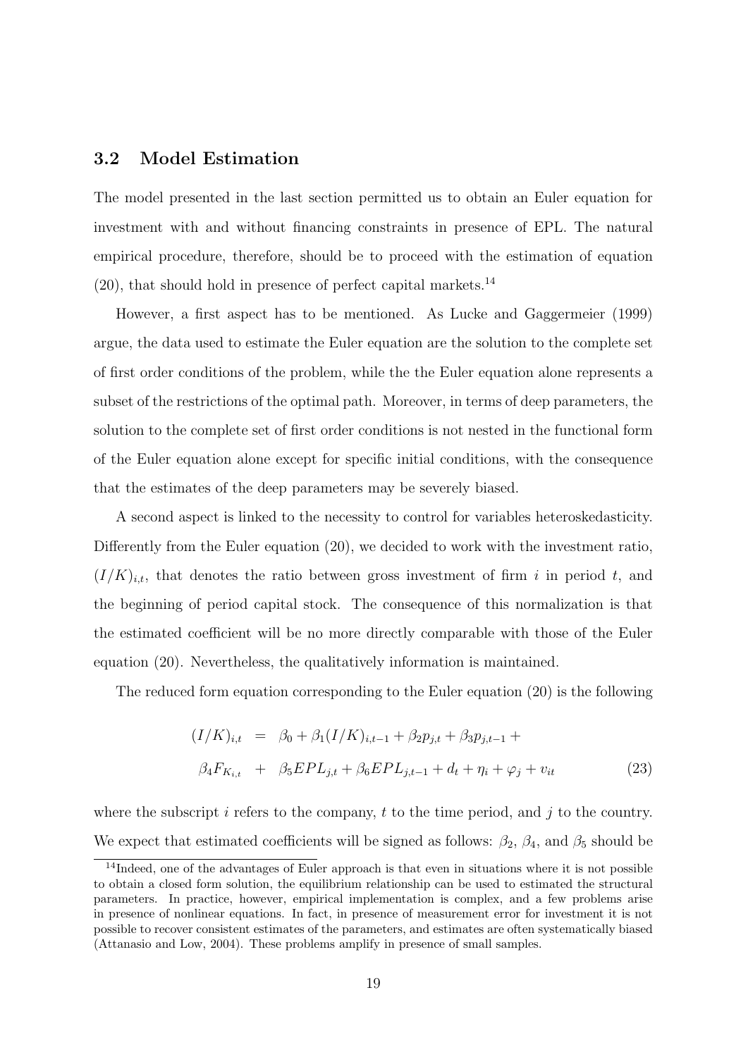### 3.2 Model Estimation

The model presented in the last section permitted us to obtain an Euler equation for investment with and without financing constraints in presence of EPL. The natural empirical procedure, therefore, should be to proceed with the estimation of equation (20), that should hold in presence of perfect capital markets.[14]

However, a first aspect has to be mentioned. As Lucke and Gaggermeier (1999) argue, the data used to estimate the Euler equation are the solution to the complete set of first order conditions of the problem, while the the Euler equation alone represents a subset of the restrictions of the optimal path. Moreover, in terms of deep parameters, the solution to the complete set of first order conditions is not nested in the functional form of the Euler equation alone except for specific initial conditions, with the consequence that the estimates of the deep parameters may be severely biased.

A second aspect is linked to the necessity to control for variables heteroskedasticity. Differently from the Euler equation (20), we decided to work with the investment ratio, $(I/K)_{i,t}$, that denotes the ratio between gross investment of firm $i$ in period $t$, and the beginning of period capital stock. The consequence of this normalization is that the estimated coefficient will be no more directly comparable with those of the Euler equation (20). Nevertheless, the qualitatively information is maintained.

The reduced form equation corresponding to the Euler equation (20) is the following

$$
\begin{aligned}
(I/K)_{i,t} &= \beta_0 + \beta_1 (I/K)_{i,t-1} + \beta_2 p_{j,t} + \beta_3 p_{j,t-1} + \\
\beta_4 F_{K_{i,t}} &+ \beta_5 EPL_{j,t} + \beta_6 EPL_{j,t-1} + d_t + \eta_i + \varphi_j + v_{it} \qquad (23)
\end{aligned}
$$

where the subscript $i$ refers to the company, $t$ to the time period, and $j$ to the country. We expect that estimated coefficients will be signed as follows: $\beta_2$, $\beta_4$, and $\beta_5$ should be

[14] Indeed, one of the advantages of Euler approach is that even in situations where it is not possible to obtain a closed form solution, the equilibrium relationship can be used to estimated the structural parameters. In practice, however, empirical implementation is complex, and a few problems arise in presence of nonlinear equations. In fact, in presence of measurement error for investment it is not possible to recover consistent estimates of the parameters, and estimates are often systematically biased (Attanasio and Low, 2004). These problems amplify in presence of small samples.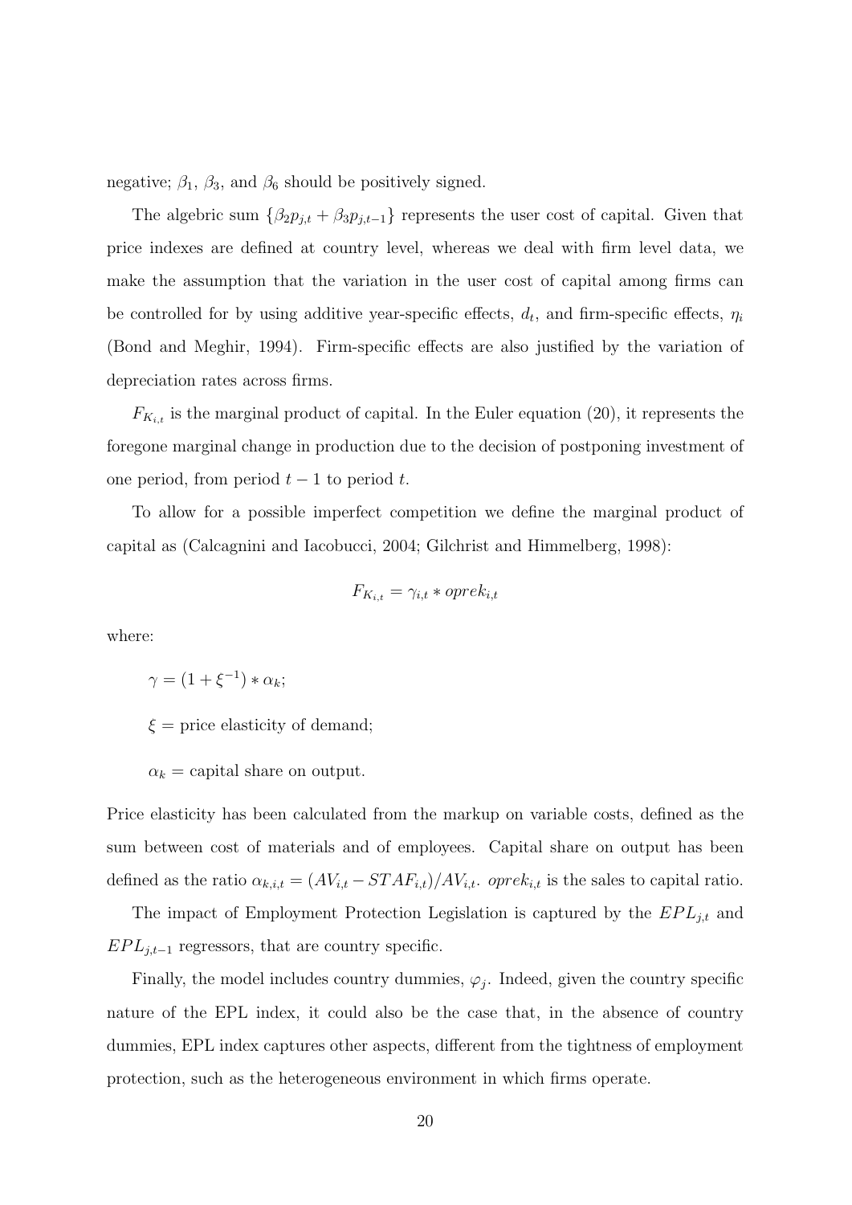negative; $\beta_1$, $\beta_3$, and $\beta_6$ should be positively signed.

The algebric sum $\{\beta_2 p_{j,t} + \beta_3 p_{j,t-1}\}$ represents the user cost of capital. Given that price indexes are defined at country level, whereas we deal with firm level data, we make the assumption that the variation in the user cost of capital among firms can be controlled for by using additive year-specific effects, $d_t$, and firm-specific effects, $\eta_i$ (Bond and Meghir, 1994). Firm-specific effects are also justified by the variation of depreciation rates across firms.

$F_{K_{i,t}}$ is the marginal product of capital. In the Euler equation (20), it represents the foregone marginal change in production due to the decision of postponing investment of one period, from period $t-1$ to period $t$.

To allow for a possible imperfect competition we define the marginal product of capital as (Calcagnini and Iacobucci, 2004; Gilchrist and Himmelberg, 1998):

$$F_{K_{i,t}} = \gamma_{i,t} * oprek_{i,t}$$

where:

$\gamma = (1 + \xi^{-1}) * \alpha_k$;

$\xi$ = price elasticity of demand;

$\alpha_k$ = capital share on output.

Price elasticity has been calculated from the markup on variable costs, defined as the sum between cost of materials and of employees. Capital share on output has been defined as the ratio $\alpha_{k,i,t} = (AV_{i,t} - STAF_{i,t})/AV_{i,t}$. $oprek_{i,t}$ is the sales to capital ratio.

The impact of Employment Protection Legislation is captured by the $EPL_{j,t}$ and $EPL_{j,t-1}$ regressors, that are country specific.

Finally, the model includes country dummies, $\varphi_j$. Indeed, given the country specific nature of the EPL index, it could also be the case that, in the absence of country dummies, EPL index captures other aspects, different from the tightness of employment protection, such as the heterogeneous environment in which firms operate.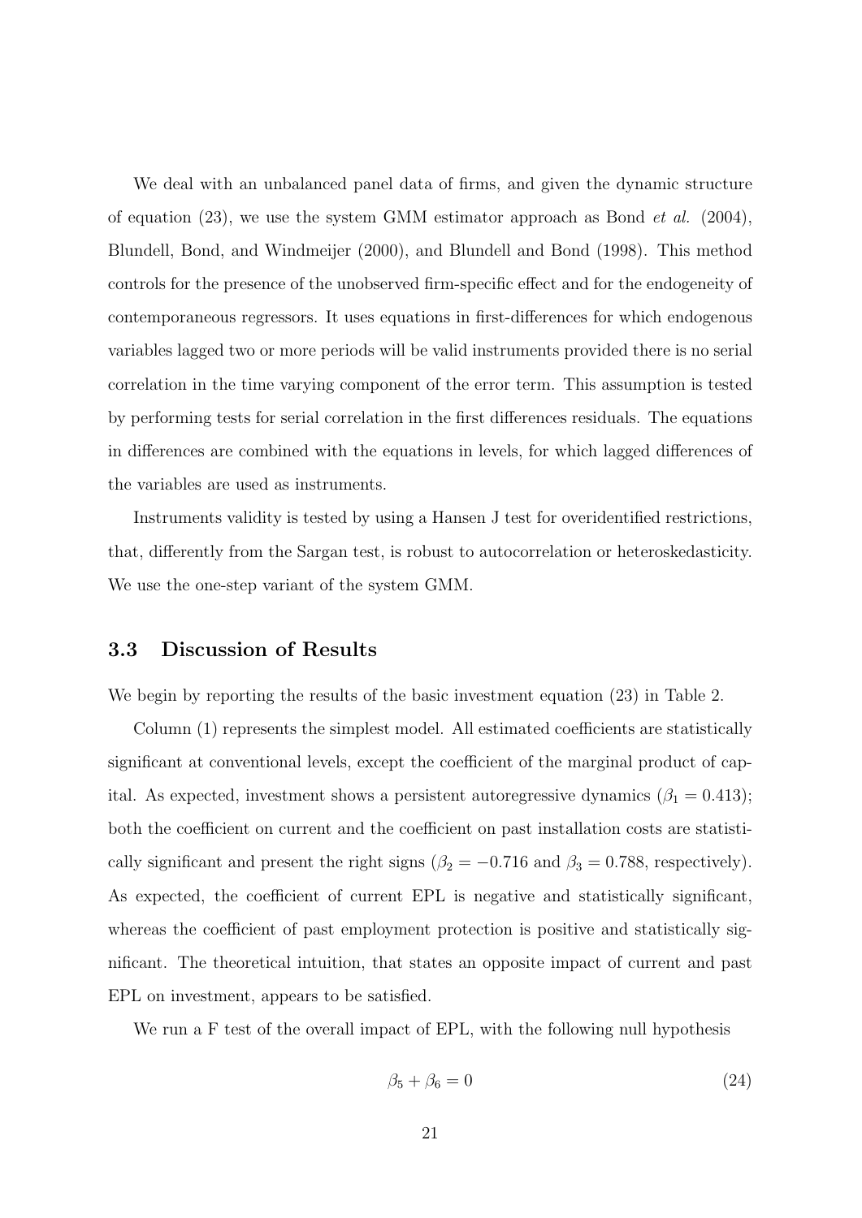We deal with an unbalanced panel data of firms, and given the dynamic structure of equation (23), we use the system GMM estimator approach as Bond *et al.* (2004), Blundell, Bond, and Windmeijer (2000), and Blundell and Bond (1998). This method controls for the presence of the unobserved firm-specific effect and for the endogeneity of contemporaneous regressors. It uses equations in first-differences for which endogenous variables lagged two or more periods will be valid instruments provided there is no serial correlation in the time varying component of the error term. This assumption is tested by performing tests for serial correlation in the first differences residuals. The equations in differences are combined with the equations in levels, for which lagged differences of the variables are used as instruments.

Instruments validity is tested by using a Hansen J test for overidentified restrictions, that, differently from the Sargan test, is robust to autocorrelation or heteroskedasticity. We use the one-step variant of the system GMM.

### 3.3 Discussion of Results

We begin by reporting the results of the basic investment equation (23) in Table 2.

Column (1) represents the simplest model. All estimated coefficients are statistically significant at conventional levels, except the coefficient of the marginal product of capital. As expected, investment shows a persistent autoregressive dynamics ($\beta_1 = 0.413$); both the coefficient on current and the coefficient on past installation costs are statistically significant and present the right signs ($\beta_2 = -0.716$ and $\beta_3 = 0.788$, respectively). As expected, the coefficient of current EPL is negative and statistically significant, whereas the coefficient of past employment protection is positive and statistically significant. The theoretical intuition, that states an opposite impact of current and past EPL on investment, appears to be satisfied.

We run a F test of the overall impact of EPL, with the following null hypothesis

$$\beta_5 + \beta_6 = 0 \tag{24}$$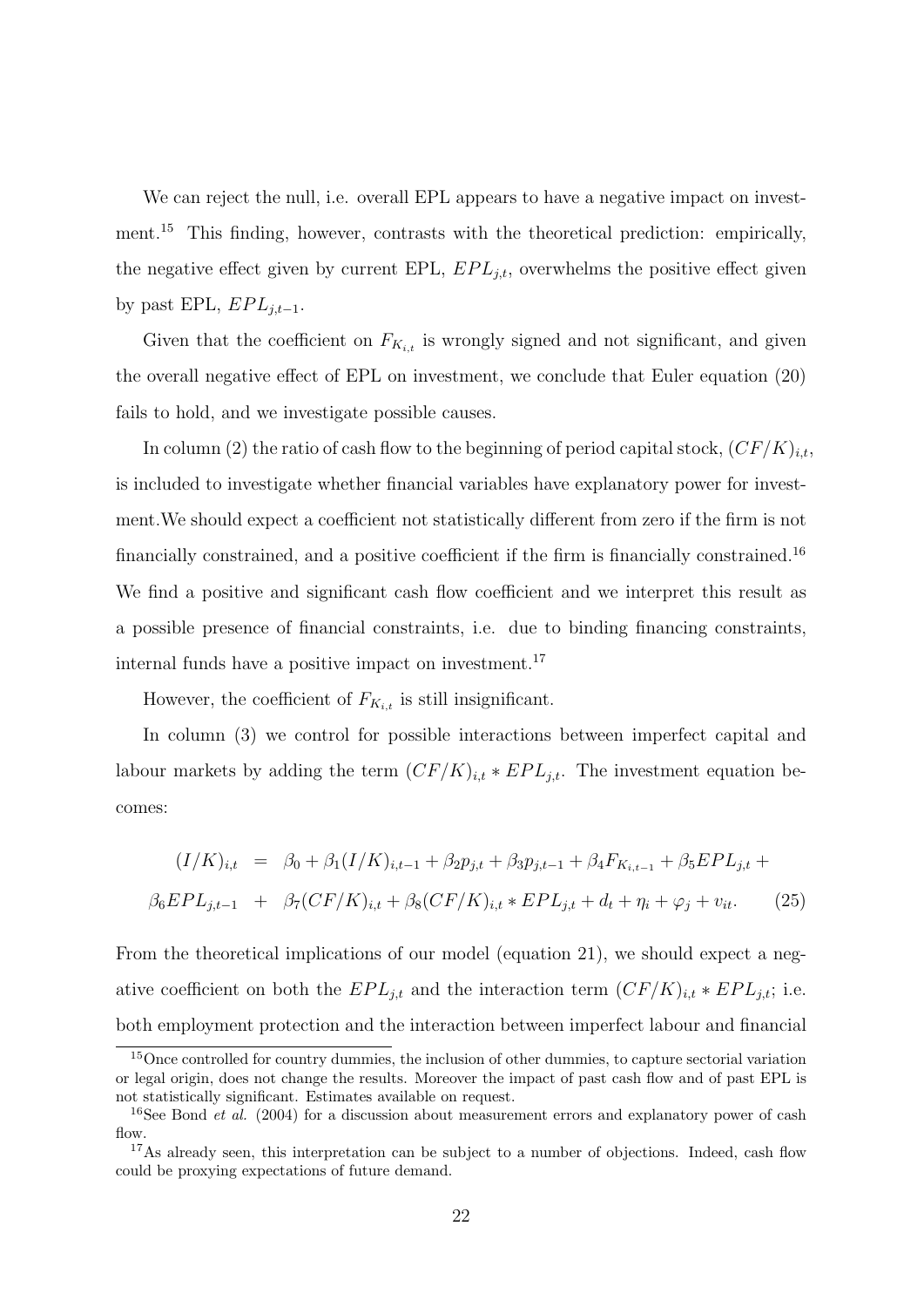We can reject the null, i.e. overall EPL appears to have a negative impact on investment.[15] This finding, however, contrasts with the theoretical prediction: empirically, the negative effect given by current EPL, $EPL_{j,t}$, overwhelms the positive effect given by past EPL, $EPL_{j,t-1}$.

Given that the coefficient on $F_{K_{i,t}}$ is wrongly signed and not significant, and given the overall negative effect of EPL on investment, we conclude that Euler equation (20) fails to hold, and we investigate possible causes.

In column (2) the ratio of cash flow to the beginning of period capital stock, $(CF/K)_{i,t}$, is included to investigate whether financial variables have explanatory power for investment.We should expect a coefficient not statistically different from zero if the firm is not financially constrained, and a positive coefficient if the firm is financially constrained.[16] We find a positive and significant cash flow coefficient and we interpret this result as a possible presence of financial constraints, i.e. due to binding financing constraints, internal funds have a positive impact on investment.[17]

However, the coefficient of $F_{K_{i,t}}$ is still insignificant.

In column (3) we control for possible interactions between imperfect capital and labour markets by adding the term $(CF/K)_{i,t} * EPL_{j,t}$. The investment equation becomes:

$$\begin{aligned}(I/K)_{i,t} &= \beta_0 + \beta_1 (I/K)_{i,t-1} + \beta_2 p_{j,t} + \beta_3 p_{j,t-1} + \beta_4 F_{K_{i,t-1}} + \beta_5 EPL_{j,t} + \\ \beta_6 EPL_{j,t-1} &+ \beta_7 (CF/K)_{i,t} + \beta_8 (CF/K)_{i,t} * EPL_{j,t} + d_t + \eta_i + \varphi_j + v_{it}. \qquad (25)\end{aligned}$$

From the theoretical implications of our model (equation 21), we should expect a negative coefficient on both the $EPL_{j,t}$ and the interaction term $(CF/K)_{i,t} * EPL_{j,t}$; i.e. both employment protection and the interaction between imperfect labour and financial

[15] Once controlled for country dummies, the inclusion of other dummies, to capture sectorial variation or legal origin, does not change the results. Moreover the impact of past cash flow and of past EPL is not statistically significant. Estimates available on request.

[16] See Bond *et al.* (2004) for a discussion about measurement errors and explanatory power of cash flow.

[17] As already seen, this interpretation can be subject to a number of objections. Indeed, cash flow could be proxying expectations of future demand.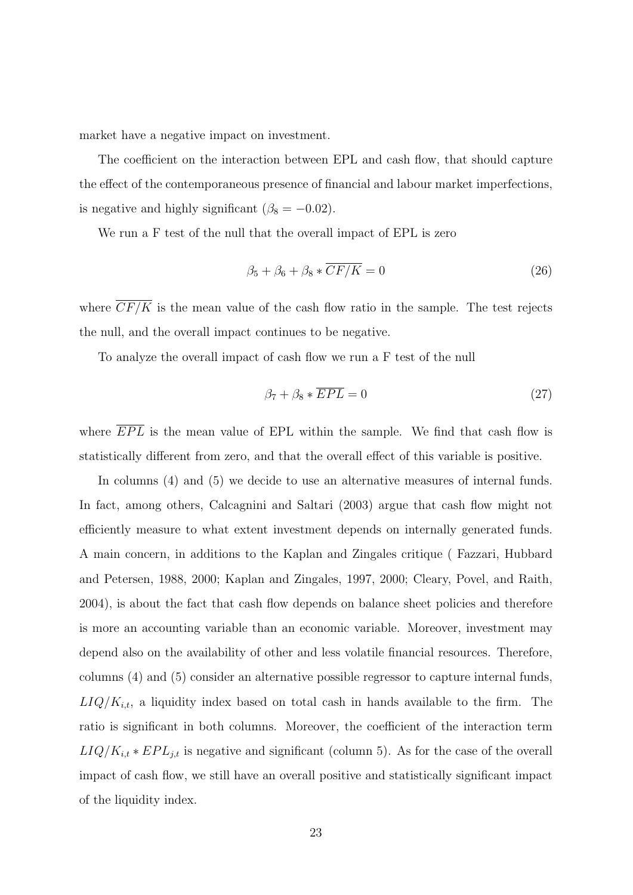market have a negative impact on investment.

The coefficient on the interaction between EPL and cash flow, that should capture the effect of the contemporaneous presence of financial and labour market imperfections, is negative and highly significant ($\beta_8 = -0.02$).

We run a F test of the null that the overall impact of EPL is zero

$$\beta_5 + \beta_6 + \beta_8 * \overline{CF/K} = 0 \tag{26}$$

where $\overline{CF/K}$ is the mean value of the cash flow ratio in the sample. The test rejects the null, and the overall impact continues to be negative.

To analyze the overall impact of cash flow we run a F test of the null

$$\beta_7 + \beta_8 * \overline{EPL} = 0 \tag{27}$$

where $\overline{EPL}$ is the mean value of EPL within the sample. We find that cash flow is statistically different from zero, and that the overall effect of this variable is positive.

In columns (4) and (5) we decide to use an alternative measures of internal funds. In fact, among others, Calcagnini and Saltari (2003) argue that cash flow might not efficiently measure to what extent investment depends on internally generated funds. A main concern, in additions to the Kaplan and Zingales critique ( Fazzari, Hubbard and Petersen, 1988, 2000; Kaplan and Zingales, 1997, 2000; Cleary, Povel, and Raith, 2004), is about the fact that cash flow depends on balance sheet policies and therefore is more an accounting variable than an economic variable. Moreover, investment may depend also on the availability of other and less volatile financial resources. Therefore, columns (4) and (5) consider an alternative possible regressor to capture internal funds, $LIQ/K_{i,t}$, a liquidity index based on total cash in hands available to the firm. The ratio is significant in both columns. Moreover, the coefficient of the interaction term $LIQ/K_{i,t} * EPL_{j,t}$ is negative and significant (column 5). As for the case of the overall impact of cash flow, we still have an overall positive and statistically significant impact of the liquidity index.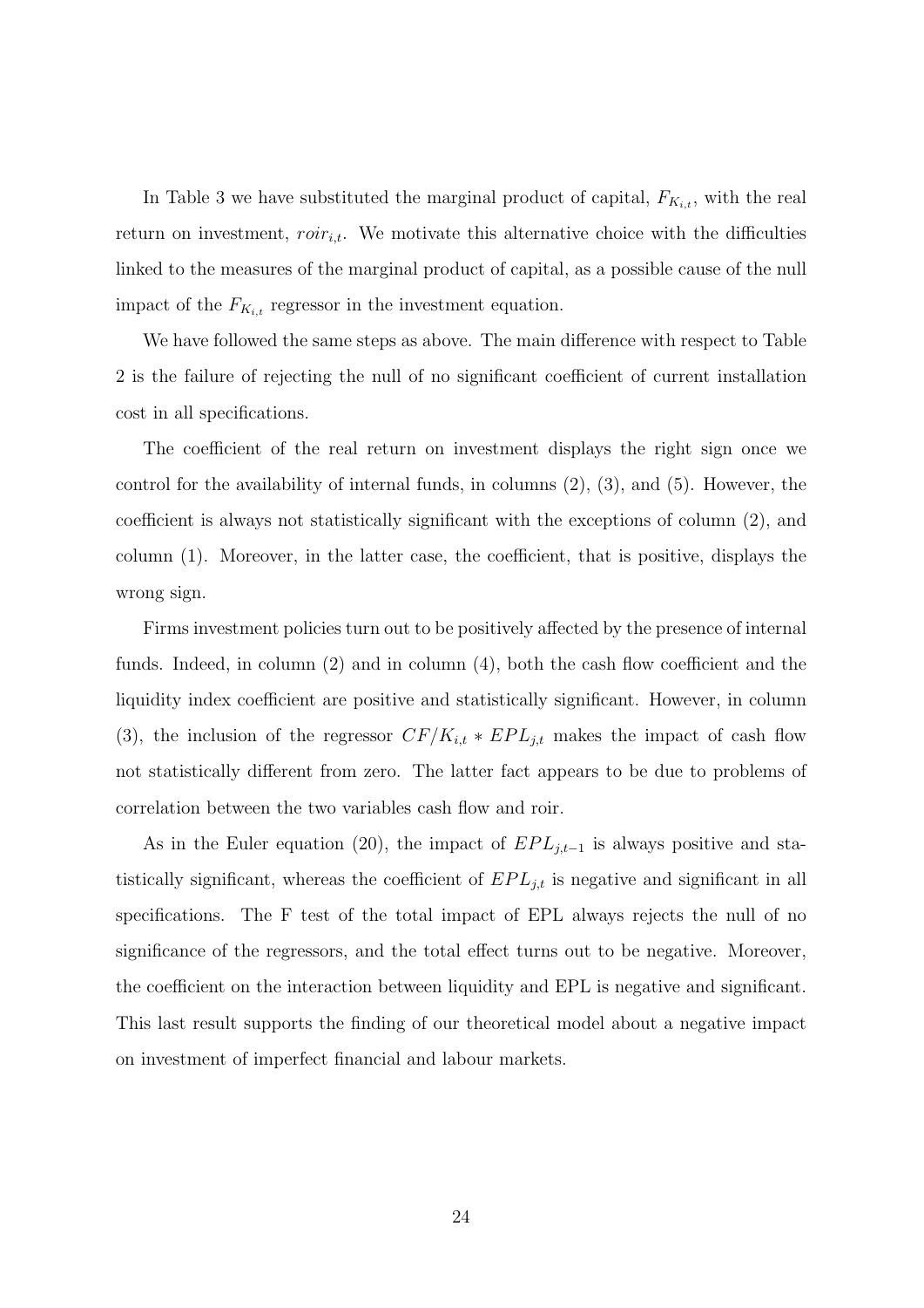In Table 3 we have substituted the marginal product of capital, $F_{K_{i,t}}$, with the real return on investment, $roir_{i,t}$. We motivate this alternative choice with the difficulties linked to the measures of the marginal product of capital, as a possible cause of the null impact of the $F_{K_{i,t}}$ regressor in the investment equation.

We have followed the same steps as above. The main difference with respect to Table 2 is the failure of rejecting the null of no significant coefficient of current installation cost in all specifications.

The coefficient of the real return on investment displays the right sign once we control for the availability of internal funds, in columns (2), (3), and (5). However, the coefficient is always not statistically significant with the exceptions of column (2), and column (1). Moreover, in the latter case, the coefficient, that is positive, displays the wrong sign.

Firms investment policies turn out to be positively affected by the presence of internal funds. Indeed, in column (2) and in column (4), both the cash flow coefficient and the liquidity index coefficient are positive and statistically significant. However, in column (3), the inclusion of the regressor $CF/K_{i,t} * EPL_{j,t}$ makes the impact of cash flow not statistically different from zero. The latter fact appears to be due to problems of correlation between the two variables cash flow and roir.

As in the Euler equation (20), the impact of $EPL_{j,t-1}$ is always positive and statistically significant, whereas the coefficient of $EPL_{j,t}$ is negative and significant in all specifications. The F test of the total impact of EPL always rejects the null of no significance of the regressors, and the total effect turns out to be negative. Moreover, the coefficient on the interaction between liquidity and EPL is negative and significant. This last result supports the finding of our theoretical model about a negative impact on investment of imperfect financial and labour markets.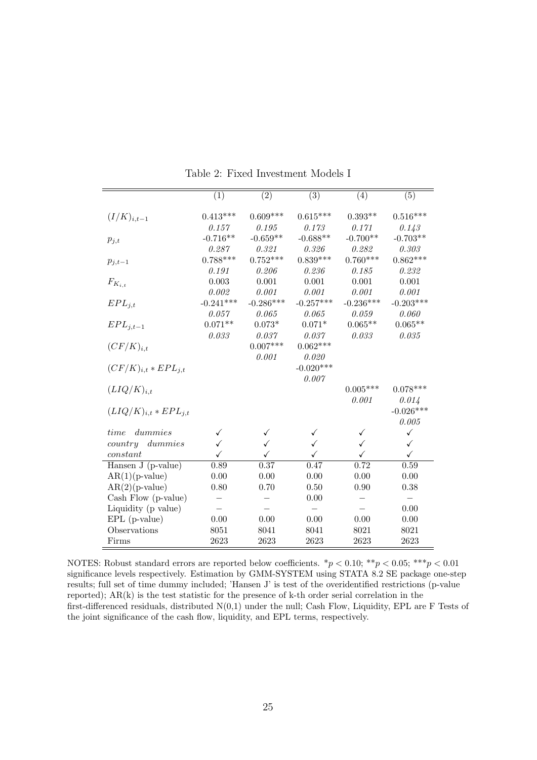Table 2: Fixed Investment Models I

| | (1) | (2) | (3) | (4) | (5) |
|---|---|---|---|---|---|
| $(I/K)_{i,t-1}$ | 0.413*** | 0.609*** | 0.615*** | 0.393** | 0.516*** |
| | *0.157* | *0.195* | *0.173* | *0.171* | *0.143* |
| $p_{j,t}$ | -0.716** | -0.659** | -0.688** | -0.700** | -0.703** |
| | *0.287* | *0.321* | *0.326* | *0.282* | *0.303* |
| $p_{j,t-1}$ | 0.788*** | 0.752*** | 0.839*** | 0.760*** | 0.862*** |
| | *0.191* | *0.206* | *0.236* | *0.185* | *0.232* |
| $F_{K_{i,t}}$ | 0.003 | 0.001 | 0.001 | 0.001 | 0.001 |
| | *0.002* | *0.001* | *0.001* | *0.001* | *0.001* |
| $EPL_{j,t}$ | -0.241*** | -0.286*** | -0.257*** | -0.236*** | -0.203*** |
| | *0.057* | *0.065* | *0.065* | *0.059* | *0.060* |
| $EPL_{j,t-1}$ | 0.071** | 0.073* | 0.071* | 0.065** | 0.065** |
| | *0.033* | *0.037* | *0.037* | *0.033* | *0.035* |
| $(CF/K)_{i,t}$ | | 0.007*** | 0.062*** | | |
| | | *0.001* | *0.020* | | |
| $(CF/K)_{i,t} * EPL_{j,t}$ | | | -0.020*** | | |
| | | | *0.007* | | |
| $(LIQ/K)_{i,t}$ | | | | 0.005*** | 0.078*** |
| | | | | *0.001* | *0.014* |
| $(LIQ/K)_{i,t} * EPL_{j,t}$ | | | | | -0.026*** |
| | | | | | *0.005* |
| *time dummies* | ✓ | ✓ | ✓ | ✓ | ✓ |
| *country dummies* | ✓ | ✓ | ✓ | ✓ | ✓ |
| *constant* | ✓ | ✓ | ✓ | ✓ | ✓ |
| Hansen J (p-value) | 0.89 | 0.37 | 0.47 | 0.72 | 0.59 |
| AR(1)(p-value) | 0.00 | 0.00 | 0.00 | 0.00 | 0.00 |
| AR(2)(p-value) | 0.80 | 0.70 | 0.50 | 0.90 | 0.38 |
| Cash Flow (p-value) | – | – | 0.00 | – | – |
| Liquidity (p value) | – | – | – | – | 0.00 |
| EPL (p-value) | 0.00 | 0.00 | 0.00 | 0.00 | 0.00 |
| Observations | 8051 | 8041 | 8041 | 8021 | 8021 |
| Firms | 2623 | 2623 | 2623 | 2623 | 2623 |

NOTES: Robust standard errors are reported below coefficients. $*p < 0.10$; $**p < 0.05$; $***p < 0.01$ significance levels respectively. Estimation by GMM-SYSTEM using STATA 8.2 SE package one-step results; full set of time dummy included; 'Hansen J' is test of the overidentified restrictions (p-value reported); AR(k) is the test statistic for the presence of k-th order serial correlation in the first-differenced residuals, distributed N(0,1) under the null; Cash Flow, Liquidity, EPL are F Tests of the joint significance of the cash flow, liquidity, and EPL terms, respectively.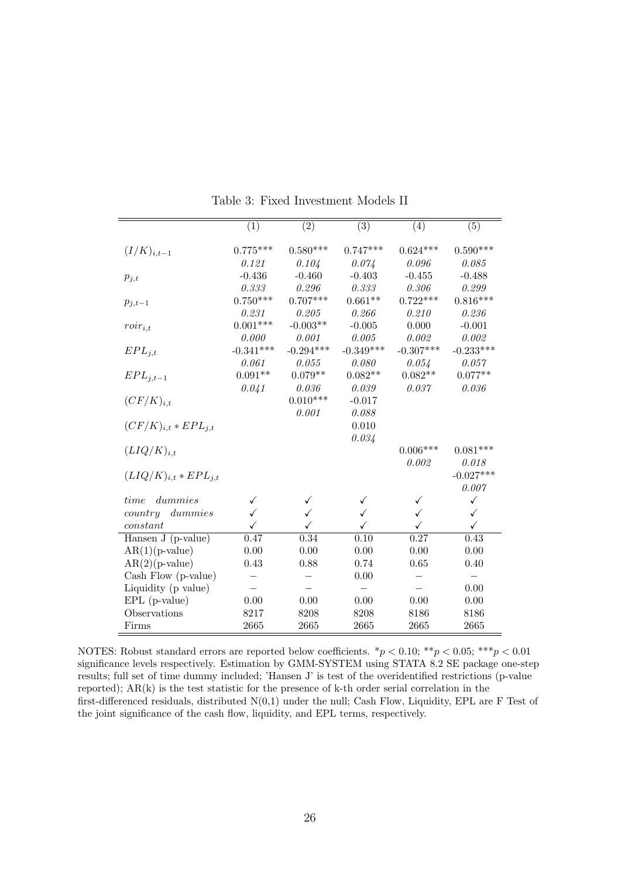Table 3: Fixed Investment Models II

| | (1) | (2) | (3) | (4) | (5) |
|---|---|---|---|---|---|
| $(I/K)_{i,t-1}$ | 0.775*** | 0.580*** | 0.747*** | 0.624*** | 0.590*** |
| | *0.121* | *0.104* | *0.074* | *0.096* | *0.085* |
| $p_{j,t}$ | -0.436 | -0.460 | -0.403 | -0.455 | -0.488 |
| | *0.333* | *0.296* | *0.333* | *0.306* | *0.299* |
| $p_{j,t-1}$ | 0.750*** | 0.707*** | 0.661** | 0.722*** | 0.816*** |
| | *0.231* | *0.205* | *0.266* | *0.210* | *0.236* |
| $roir_{i,t}$ | 0.001*** | -0.003** | -0.005 | 0.000 | -0.001 |
| | *0.000* | *0.001* | *0.005* | *0.002* | *0.002* |
| $EPL_{j,t}$ | -0.341*** | -0.294*** | -0.349*** | -0.307*** | -0.233*** |
| | *0.061* | *0.055* | *0.080* | *0.054* | *0.057* |
| $EPL_{j,t-1}$ | 0.091** | 0.079** | 0.082** | 0.082** | 0.077** |
| | *0.041* | *0.036* | *0.039* | *0.037* | *0.036* |
| $(CF/K)_{i,t}$ | | 0.010*** | -0.017 | | |
| | | *0.001* | *0.088* | | |
| $(CF/K)_{i,t} * EPL_{j,t}$ | | | 0.010 | | |
| | | | *0.034* | | |
| $(LIQ/K)_{i,t}$ | | | | 0.006*** | 0.081*** |
| | | | | *0.002* | *0.018* |
| $(LIQ/K)_{i,t} * EPL_{j,t}$ | | | | | -0.027*** |
| | | | | | *0.007* |
| *time dummies* | ✓ | ✓ | ✓ | ✓ | ✓ |
| *country dummies* | ✓ | ✓ | ✓ | ✓ | ✓ |
| *constant* | ✓ | ✓ | ✓ | ✓ | ✓ |
| Hansen J (p-value) | 0.47 | 0.34 | 0.10 | 0.27 | 0.43 |
| AR(1)(p-value) | 0.00 | 0.00 | 0.00 | 0.00 | 0.00 |
| AR(2)(p-value) | 0.43 | 0.88 | 0.74 | 0.65 | 0.40 |
| Cash Flow (p-value) | – | – | 0.00 | – | – |
| Liquidity (p value) | – | – | – | – | 0.00 |
| EPL (p-value) | 0.00 | 0.00 | 0.00 | 0.00 | 0.00 |
| Observations | 8217 | 8208 | 8208 | 8186 | 8186 |
| Firms | 2665 | 2665 | 2665 | 2665 | 2665 |

NOTES: Robust standard errors are reported below coefficients. $*p < 0.10$; $**p < 0.05$; $***p < 0.01$ significance levels respectively. Estimation by GMM-SYSTEM using STATA 8.2 SE package one-step results; full set of time dummy included; 'Hansen J' is test of the overidentified restrictions (p-value reported); AR(k) is the test statistic for the presence of k-th order serial correlation in the first-differenced residuals, distributed N(0,1) under the null; Cash Flow, Liquidity, EPL are F Test of the joint significance of the cash flow, liquidity, and EPL terms, respectively.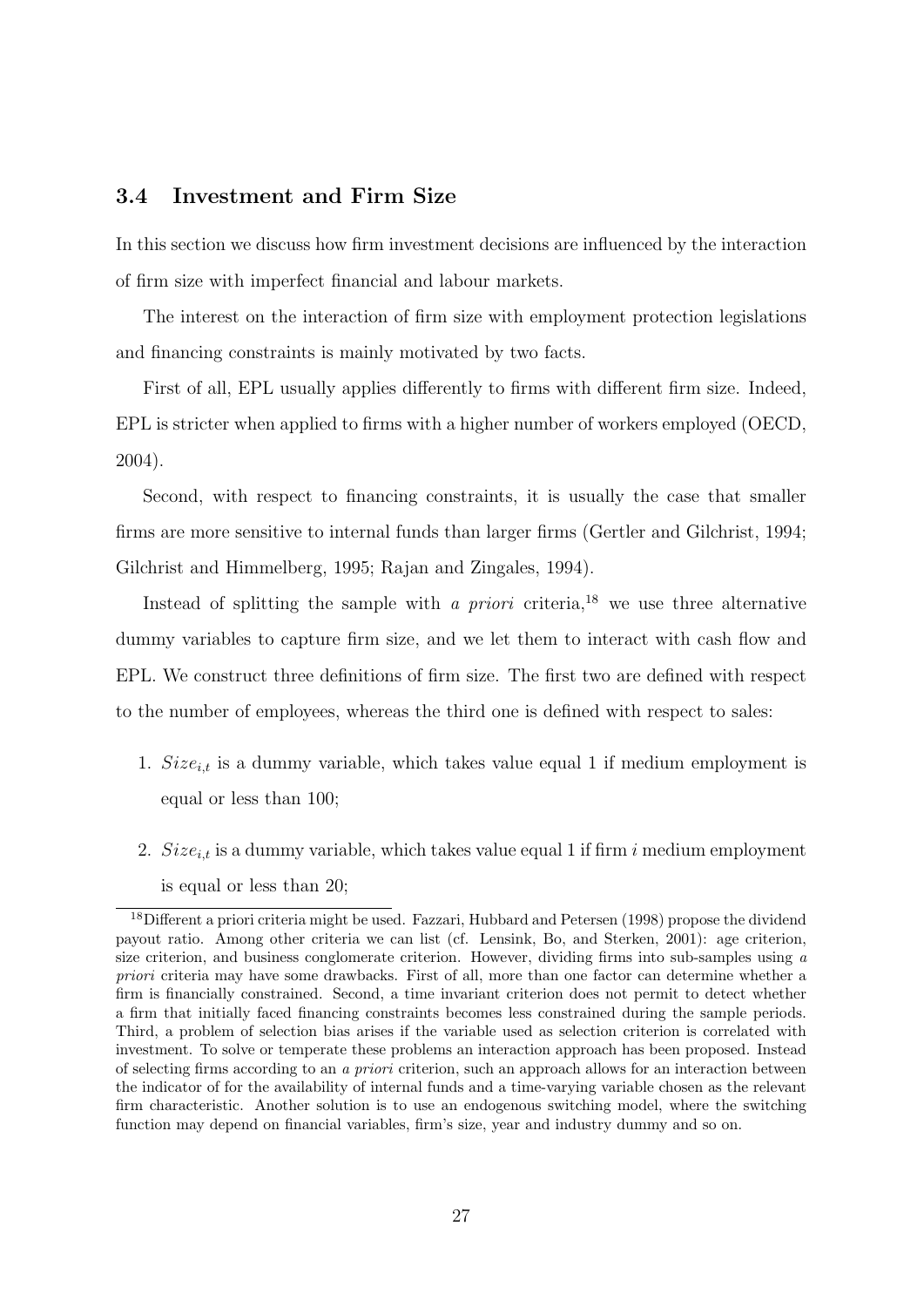### 3.4 Investment and Firm Size

In this section we discuss how firm investment decisions are influenced by the interaction of firm size with imperfect financial and labour markets.

The interest on the interaction of firm size with employment protection legislations and financing constraints is mainly motivated by two facts.

First of all, EPL usually applies differently to firms with different firm size. Indeed, EPL is stricter when applied to firms with a higher number of workers employed (OECD, 2004).

Second, with respect to financing constraints, it is usually the case that smaller firms are more sensitive to internal funds than larger firms (Gertler and Gilchrist, 1994; Gilchrist and Himmelberg, 1995; Rajan and Zingales, 1994).

Instead of splitting the sample with *a priori* criteria,[18] we use three alternative dummy variables to capture firm size, and we let them to interact with cash flow and EPL. We construct three definitions of firm size. The first two are defined with respect to the number of employees, whereas the third one is defined with respect to sales:

1. $Size_{i,t}$ is a dummy variable, which takes value equal 1 if medium employment is equal or less than 100;

2. $Size_{i,t}$ is a dummy variable, which takes value equal 1 if firm $i$ medium employment is equal or less than 20;

[18] Different a priori criteria might be used. Fazzari, Hubbard and Petersen (1998) propose the dividend payout ratio. Among other criteria we can list (cf. Lensink, Bo, and Sterken, 2001): age criterion, size criterion, and business conglomerate criterion. However, dividing firms into sub-samples using *a priori* criteria may have some drawbacks. First of all, more than one factor can determine whether a firm is financially constrained. Second, a time invariant criterion does not permit to detect whether a firm that initially faced financing constraints becomes less constrained during the sample periods. Third, a problem of selection bias arises if the variable used as selection criterion is correlated with investment. To solve or temperate these problems an interaction approach has been proposed. Instead of selecting firms according to an *a priori* criterion, such an approach allows for an interaction between the indicator of for the availability of internal funds and a time-varying variable chosen as the relevant firm characteristic. Another solution is to use an endogenous switching model, where the switching function may depend on financial variables, firm's size, year and industry dummy and so on.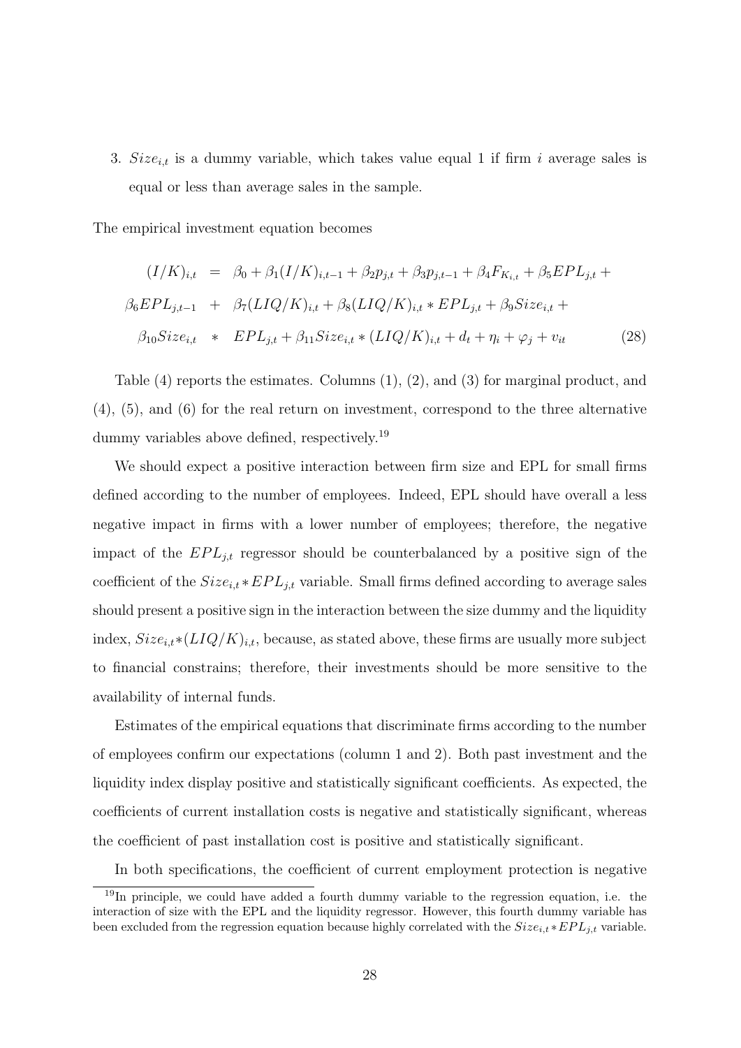3. $Size_{i,t}$ is a dummy variable, which takes value equal 1 if firm $i$ average sales is equal or less than average sales in the sample.

The empirical investment equation becomes

$$
\begin{aligned}
(I/K)_{i,t} &= \beta_0 + \beta_1 (I/K)_{i,t-1} + \beta_2 p_{j,t} + \beta_3 p_{j,t-1} + \beta_4 F_{K_{i,t}} + \beta_5 EPL_{j,t} + \\
\beta_6 EPL_{j,t-1} &+ \beta_7 (LIQ/K)_{i,t} + \beta_8 (LIQ/K)_{i,t} * EPL_{j,t} + \beta_9 Size_{i,t} + \\
\beta_{10} Size_{i,t} &* EPL_{j,t} + \beta_{11} Size_{i,t} * (LIQ/K)_{i,t} + d_t + \eta_i + \varphi_j + v_{it} \qquad (28)
\end{aligned}
$$

Table (4) reports the estimates. Columns (1), (2), and (3) for marginal product, and (4), (5), and (6) for the real return on investment, correspond to the three alternative dummy variables above defined, respectively.[19]

We should expect a positive interaction between firm size and EPL for small firms defined according to the number of employees. Indeed, EPL should have overall a less negative impact in firms with a lower number of employees; therefore, the negative impact of the $EPL_{j,t}$ regressor should be counterbalanced by a positive sign of the coefficient of the $Size_{i,t} * EPL_{j,t}$ variable. Small firms defined according to average sales should present a positive sign in the interaction between the size dummy and the liquidity index, $Size_{i,t} * (LIQ/K)_{i,t}$, because, as stated above, these firms are usually more subject to financial constrains; therefore, their investments should be more sensitive to the availability of internal funds.

Estimates of the empirical equations that discriminate firms according to the number of employees confirm our expectations (column 1 and 2). Both past investment and the liquidity index display positive and statistically significant coefficients. As expected, the coefficients of current installation costs is negative and statistically significant, whereas the coefficient of past installation cost is positive and statistically significant.

In both specifications, the coefficient of current employment protection is negative

[19] In principle, we could have added a fourth dummy variable to the regression equation, i.e. the interaction of size with the EPL and the liquidity regressor. However, this fourth dummy variable has been excluded from the regression equation because highly correlated with the $Size_{i,t} * EPL_{j,t}$ variable.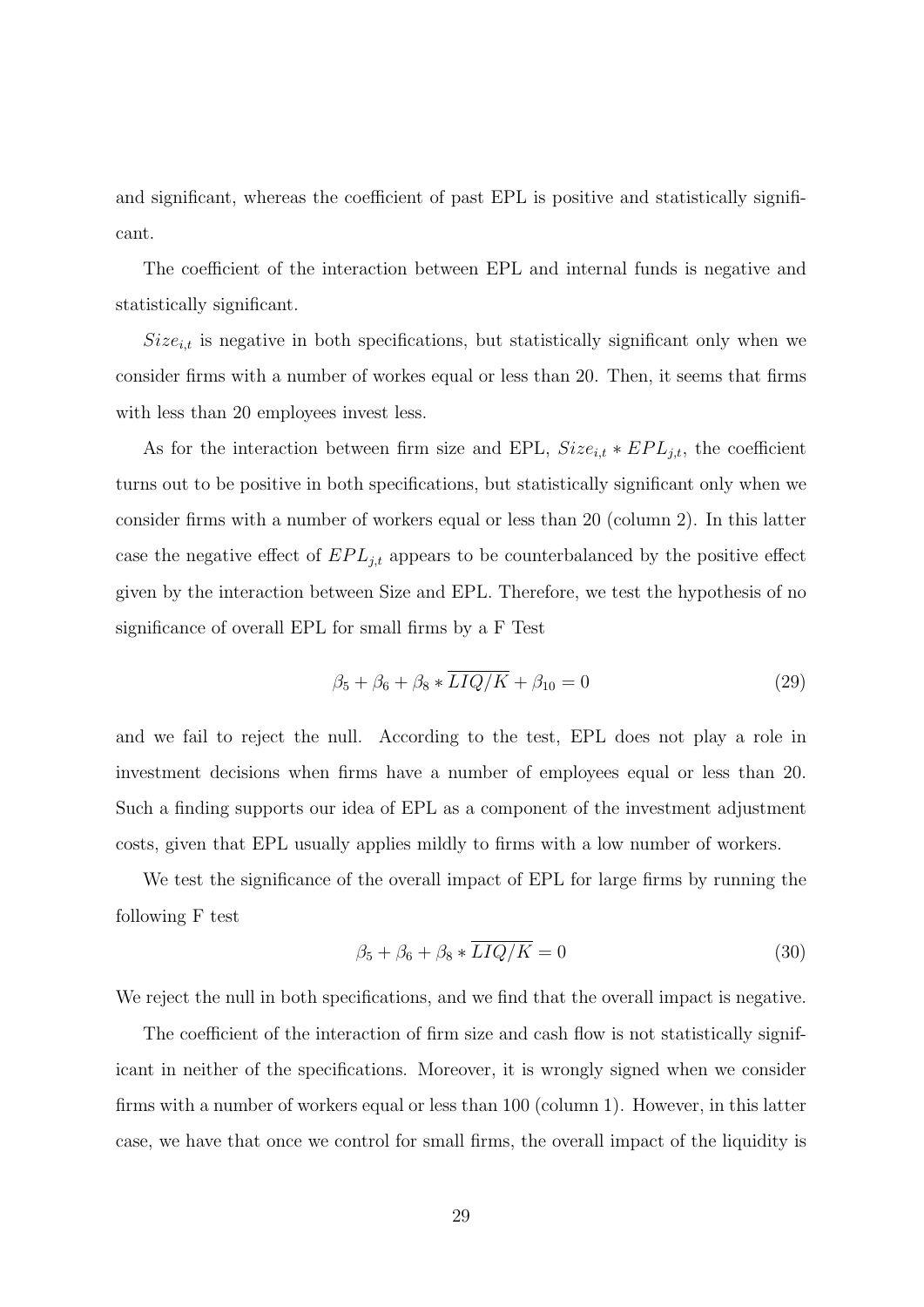and significant, whereas the coefficient of past EPL is positive and statistically significant.

The coefficient of the interaction between EPL and internal funds is negative and statistically significant.

$Size_{i,t}$ is negative in both specifications, but statistically significant only when we consider firms with a number of workes equal or less than 20. Then, it seems that firms with less than 20 employees invest less.

As for the interaction between firm size and EPL, $Size_{i,t} * EPL_{j,t}$, the coefficient turns out to be positive in both specifications, but statistically significant only when we consider firms with a number of workers equal or less than 20 (column 2). In this latter case the negative effect of $EPL_{j,t}$ appears to be counterbalanced by the positive effect given by the interaction between Size and EPL. Therefore, we test the hypothesis of no significance of overall EPL for small firms by a F Test

$$\beta_5 + \beta_6 + \beta_8 * \overline{LIQ/K} + \beta_{10} = 0 \tag{29}$$

and we fail to reject the null. According to the test, EPL does not play a role in investment decisions when firms have a number of employees equal or less than 20. Such a finding supports our idea of EPL as a component of the investment adjustment costs, given that EPL usually applies mildly to firms with a low number of workers.

We test the significance of the overall impact of EPL for large firms by running the following F test

$$\beta_5 + \beta_6 + \beta_8 * \overline{LIQ/K} = 0 \tag{30}$$

We reject the null in both specifications, and we find that the overall impact is negative.

The coefficient of the interaction of firm size and cash flow is not statistically significant in neither of the specifications. Moreover, it is wrongly signed when we consider firms with a number of workers equal or less than 100 (column 1). However, in this latter case, we have that once we control for small firms, the overall impact of the liquidity is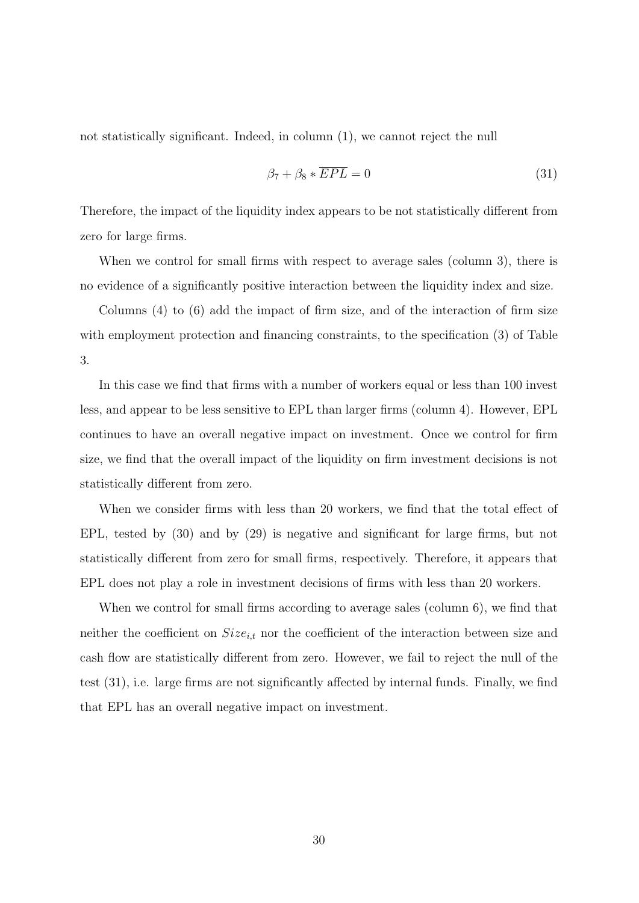not statistically significant. Indeed, in column (1), we cannot reject the null

$$\beta_7 + \beta_8 * \overline{EPL} = 0 \tag{31}$$

Therefore, the impact of the liquidity index appears to be not statistically different from zero for large firms.

When we control for small firms with respect to average sales (column 3), there is no evidence of a significantly positive interaction between the liquidity index and size.

Columns (4) to (6) add the impact of firm size, and of the interaction of firm size with employment protection and financing constraints, to the specification (3) of Table 3.

In this case we find that firms with a number of workers equal or less than 100 invest less, and appear to be less sensitive to EPL than larger firms (column 4). However, EPL continues to have an overall negative impact on investment. Once we control for firm size, we find that the overall impact of the liquidity on firm investment decisions is not statistically different from zero.

When we consider firms with less than 20 workers, we find that the total effect of EPL, tested by (30) and by (29) is negative and significant for large firms, but not statistically different from zero for small firms, respectively. Therefore, it appears that EPL does not play a role in investment decisions of firms with less than 20 workers.

When we control for small firms according to average sales (column 6), we find that neither the coefficient on $Size_{i,t}$ nor the coefficient of the interaction between size and cash flow are statistically different from zero. However, we fail to reject the null of the test (31), i.e. large firms are not significantly affected by internal funds. Finally, we find that EPL has an overall negative impact on investment.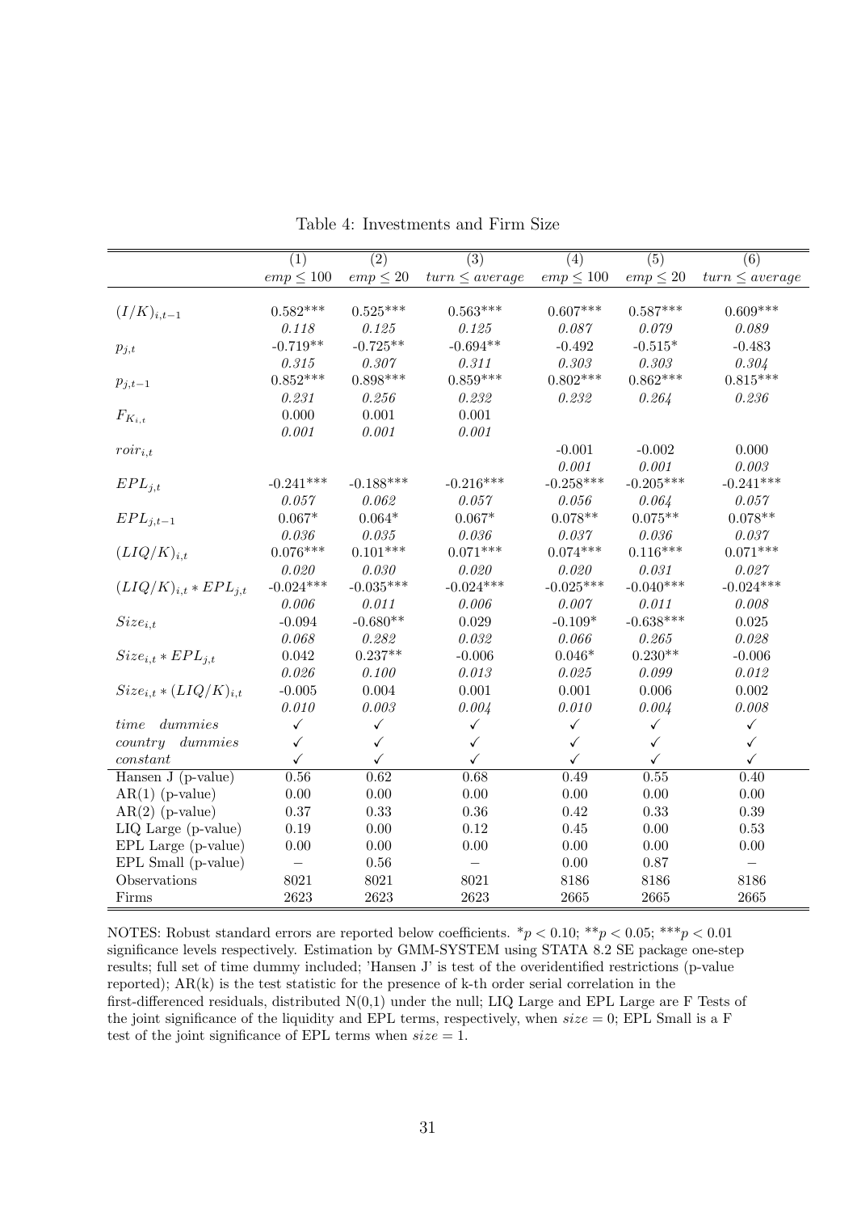Table 4: Investments and Firm Size

| | (1) | (2) | (3) | (4) | (5) | (6) |
|---|---|---|---|---|---|---|
| | $emp \leq 100$ | $emp \leq 20$ | $turn \leq average$ | $emp \leq 100$ | $emp \leq 20$ | $turn \leq average$ |
| $(I/K)_{i,t-1}$ | 0.582*** | 0.525*** | 0.563*** | 0.607*** | 0.587*** | 0.609*** |
| | *0.118* | *0.125* | *0.125* | *0.087* | *0.079* | *0.089* |
| $p_{j,t}$ | -0.719** | -0.725** | -0.694** | -0.492 | -0.515* | -0.483 |
| | *0.315* | *0.307* | *0.311* | *0.303* | *0.303* | *0.304* |
| $p_{j,t-1}$ | 0.852*** | 0.898*** | 0.859*** | 0.802*** | 0.862*** | 0.815*** |
| | *0.231* | *0.256* | *0.232* | *0.232* | *0.264* | *0.236* |
| $F_{K_{i,t}}$ | 0.000 | 0.001 | 0.001 | | | |
| | *0.001* | *0.001* | *0.001* | | | |
| $roir_{i,t}$ | | | | -0.001 | -0.002 | 0.000 |
| | | | | *0.001* | *0.001* | *0.003* |
| $EPL_{j,t}$ | -0.241*** | -0.188*** | -0.216*** | -0.258*** | -0.205*** | -0.241*** |
| | *0.057* | *0.062* | *0.057* | *0.056* | *0.064* | *0.057* |
| $EPL_{j,t-1}$ | 0.067* | 0.064* | 0.067* | 0.078** | 0.075** | 0.078** |
| | *0.036* | *0.035* | *0.036* | *0.037* | *0.036* | *0.037* |
| $(LIQ/K)_{i,t}$ | 0.076*** | 0.101*** | 0.071*** | 0.074*** | 0.116*** | 0.071*** |
| | *0.020* | *0.030* | *0.020* | *0.020* | *0.031* | *0.027* |
| $(LIQ/K)_{i,t} * EPL_{j,t}$ | -0.024*** | -0.035*** | -0.024*** | -0.025*** | -0.040*** | -0.024*** |
| | *0.006* | *0.011* | *0.006* | *0.007* | *0.011* | *0.008* |
| $Size_{i,t}$ | -0.094 | -0.680** | 0.029 | -0.109* | -0.638*** | 0.025 |
| | *0.068* | *0.282* | *0.032* | *0.066* | *0.265* | *0.028* |
| $Size_{i,t} * EPL_{j,t}$ | 0.042 | 0.237** | -0.006 | 0.046* | 0.230** | -0.006 |
| | *0.026* | *0.100* | *0.013* | *0.025* | *0.099* | *0.012* |
| $Size_{i,t} * (LIQ/K)_{i,t}$ | -0.005 | 0.004 | 0.001 | 0.001 | 0.006 | 0.002 |
| | *0.010* | *0.003* | *0.004* | *0.010* | *0.004* | *0.008* |
| *time dummies* | ✓ | ✓ | ✓ | ✓ | ✓ | ✓ |
| *country dummies* | ✓ | ✓ | ✓ | ✓ | ✓ | ✓ |
| *constant* | ✓ | ✓ | ✓ | ✓ | ✓ | ✓ |
| Hansen J (p-value) | 0.56 | 0.62 | 0.68 | 0.49 | 0.55 | 0.40 |
| AR(1) (p-value) | 0.00 | 0.00 | 0.00 | 0.00 | 0.00 | 0.00 |
| AR(2) (p-value) | 0.37 | 0.33 | 0.36 | 0.42 | 0.33 | 0.39 |
| LIQ Large (p-value) | 0.19 | 0.00 | 0.12 | 0.45 | 0.00 | 0.53 |
| EPL Large (p-value) | 0.00 | 0.00 | 0.00 | 0.00 | 0.00 | 0.00 |
| EPL Small (p-value) | – | 0.56 | – | 0.00 | 0.87 | – |
| Observations | 8021 | 8021 | 8021 | 8186 | 8186 | 8186 |
| Firms | 2623 | 2623 | 2623 | 2665 | 2665 | 2665 |

NOTES: Robust standard errors are reported below coefficients. *$p < 0.10$; **$p < 0.05$; ***$p < 0.01$ significance levels respectively. Estimation by GMM-SYSTEM using STATA 8.2 SE package one-step results; full set of time dummy included; 'Hansen J' is test of the overidentified restrictions (p-value reported); AR(k) is the test statistic for the presence of k-th order serial correlation in the first-differenced residuals, distributed N(0,1) under the null; LIQ Large and EPL Large are F Tests of the joint significance of the liquidity and EPL terms, respectively, when $size = 0$; EPL Small is a F test of the joint significance of EPL terms when $size = 1$.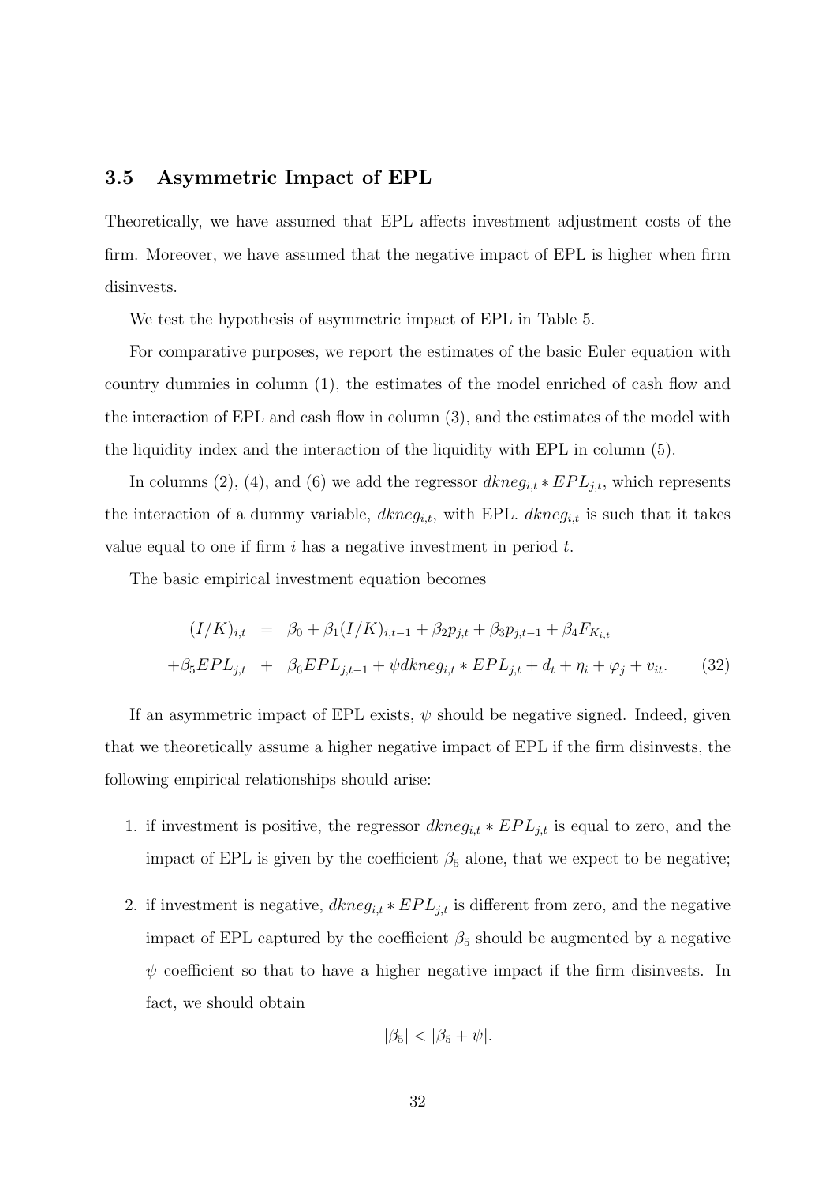### 3.5 Asymmetric Impact of EPL

Theoretically, we have assumed that EPL affects investment adjustment costs of the firm. Moreover, we have assumed that the negative impact of EPL is higher when firm disinvests.

We test the hypothesis of asymmetric impact of EPL in Table 5.

For comparative purposes, we report the estimates of the basic Euler equation with country dummies in column (1), the estimates of the model enriched of cash flow and the interaction of EPL and cash flow in column (3), and the estimates of the model with the liquidity index and the interaction of the liquidity with EPL in column (5).

In columns (2), (4), and (6) we add the regressor $dkneg_{i,t} * EPL_{j,t}$, which represents the interaction of a dummy variable, $dkneg_{i,t}$, with EPL. $dkneg_{i,t}$ is such that it takes value equal to one if firm $i$ has a negative investment in period $t$.

The basic empirical investment equation becomes

$$
\begin{aligned}
(I/K)_{i,t} &= \beta_0 + \beta_1 (I/K)_{i,t-1} + \beta_2 p_{j,t} + \beta_3 p_{j,t-1} + \beta_4 F_{K_{i,t}} \\
+\beta_5 EPL_{j,t} &+ \beta_6 EPL_{j,t-1} + \psi dkneg_{i,t} * EPL_{j,t} + d_t + \eta_i + \varphi_j + v_{it}. \qquad (32)
\end{aligned}
$$

If an asymmetric impact of EPL exists, $\psi$ should be negative signed. Indeed, given that we theoretically assume a higher negative impact of EPL if the firm disinvests, the following empirical relationships should arise:

1. if investment is positive, the regressor $dkneg_{i,t} * EPL_{j,t}$ is equal to zero, and the impact of EPL is given by the coefficient $\beta_5$ alone, that we expect to be negative;

2. if investment is negative, $dkneg_{i,t} * EPL_{j,t}$ is different from zero, and the negative impact of EPL captured by the coefficient $\beta_5$ should be augmented by a negative $\psi$ coefficient so that to have a higher negative impact if the firm disinvests. In fact, we should obtain

$$
|\beta_5| < |\beta_5 + \psi|.
$$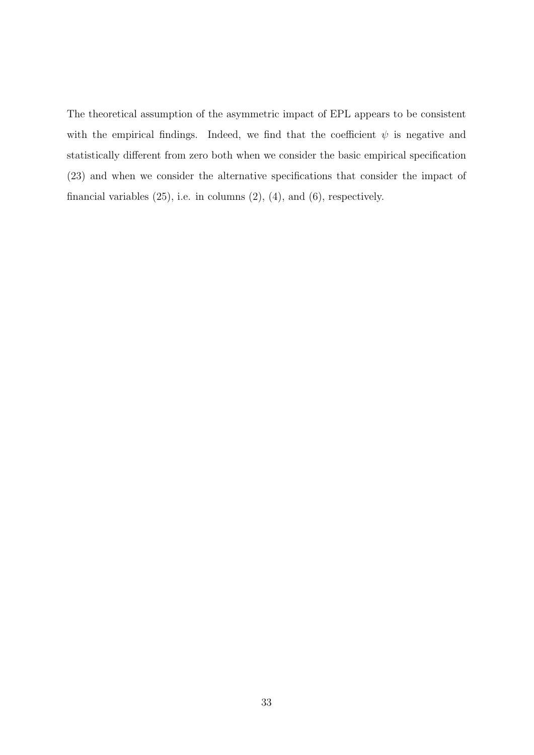The theoretical assumption of the asymmetric impact of EPL appears to be consistent with the empirical findings. Indeed, we find that the coefficient $\psi$ is negative and statistically different from zero both when we consider the basic empirical specification (23) and when we consider the alternative specifications that consider the impact of financial variables (25), i.e. in columns (2), (4), and (6), respectively.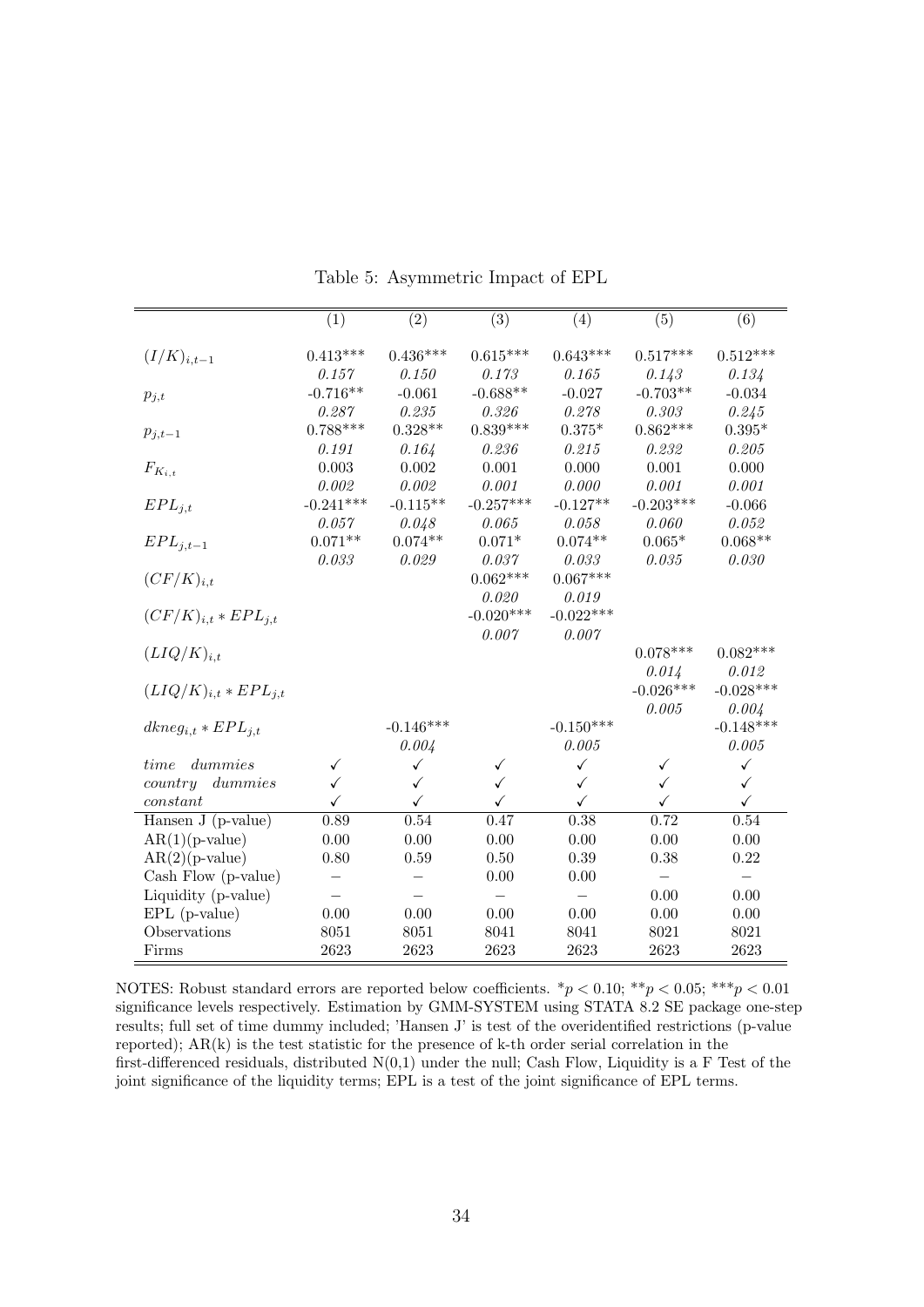Table 5: Asymmetric Impact of EPL

| | (1) | (2) | (3) | (4) | (5) | (6) |
|---|---|---|---|---|---|---|
| $(I/K)_{i,t-1}$ | 0.413*** | 0.436*** | 0.615*** | 0.643*** | 0.517*** | 0.512*** |
| | *0.157* | *0.150* | *0.173* | *0.165* | *0.143* | *0.134* |
| $p_{j,t}$ | -0.716** | -0.061 | -0.688** | -0.027 | -0.703** | -0.034 |
| | *0.287* | *0.235* | *0.326* | *0.278* | *0.303* | *0.245* |
| $p_{j,t-1}$ | 0.788*** | 0.328** | 0.839*** | 0.375* | 0.862*** | 0.395* |
| | *0.191* | *0.164* | *0.236* | *0.215* | *0.232* | *0.205* |
| $F_{K_{i,t}}$ | 0.003 | 0.002 | 0.001 | 0.000 | 0.001 | 0.000 |
| | *0.002* | *0.002* | *0.001* | *0.000* | *0.001* | *0.001* |
| $EPL_{j,t}$ | -0.241*** | -0.115** | -0.257*** | -0.127** | -0.203*** | -0.066 |
| | *0.057* | *0.048* | *0.065* | *0.058* | *0.060* | *0.052* |
| $EPL_{j,t-1}$ | 0.071** | 0.074** | 0.071* | 0.074** | 0.065* | 0.068** |
| | *0.033* | *0.029* | *0.037* | *0.033* | *0.035* | *0.030* |
| $(CF/K)_{i,t}$ | | | 0.062*** | 0.067*** | | |
| | | | *0.020* | *0.019* | | |
| $(CF/K)_{i,t} * EPL_{j,t}$ | | | -0.020*** | -0.022*** | | |
| | | | *0.007* | *0.007* | | |
| $(LIQ/K)_{i,t}$ | | | | | 0.078*** | 0.082*** |
| | | | | | *0.014* | *0.012* |
| $(LIQ/K)_{i,t} * EPL_{j,t}$ | | | | | -0.026*** | -0.028*** |
| | | | | | *0.005* | *0.004* |
| $dkneg_{i,t} * EPL_{j,t}$ | | -0.146*** | | -0.150*** | | -0.148*** |
| | | *0.004* | | *0.005* | | *0.005* |
| *time dummies* | ✓ | ✓ | ✓ | ✓ | ✓ | ✓ |
| *country dummies* | ✓ | ✓ | ✓ | ✓ | ✓ | ✓ |
| *constant* | ✓ | ✓ | ✓ | ✓ | ✓ | ✓ |
| Hansen J (p-value) | 0.89 | 0.54 | 0.47 | 0.38 | 0.72 | 0.54 |
| AR(1)(p-value) | 0.00 | 0.00 | 0.00 | 0.00 | 0.00 | 0.00 |
| AR(2)(p-value) | 0.80 | 0.59 | 0.50 | 0.39 | 0.38 | 0.22 |
| Cash Flow (p-value) | – | – | 0.00 | 0.00 | – | – |
| Liquidity (p-value) | – | – | – | – | 0.00 | 0.00 |
| EPL (p-value) | 0.00 | 0.00 | 0.00 | 0.00 | 0.00 | 0.00 |
| Observations | 8051 | 8051 | 8041 | 8041 | 8021 | 8021 |
| Firms | 2623 | 2623 | 2623 | 2623 | 2623 | 2623 |

NOTES: Robust standard errors are reported below coefficients. $^{*}p < 0.10$; $^{**}p < 0.05$; $^{***}p < 0.01$ significance levels respectively. Estimation by GMM-SYSTEM using STATA 8.2 SE package one-step results; full set of time dummy included; 'Hansen J' is test of the overidentified restrictions (p-value reported); AR(k) is the test statistic for the presence of k-th order serial correlation in the first-differenced residuals, distributed N(0,1) under the null; Cash Flow, Liquidity is a F Test of the joint significance of the liquidity terms; EPL is a test of the joint significance of EPL terms.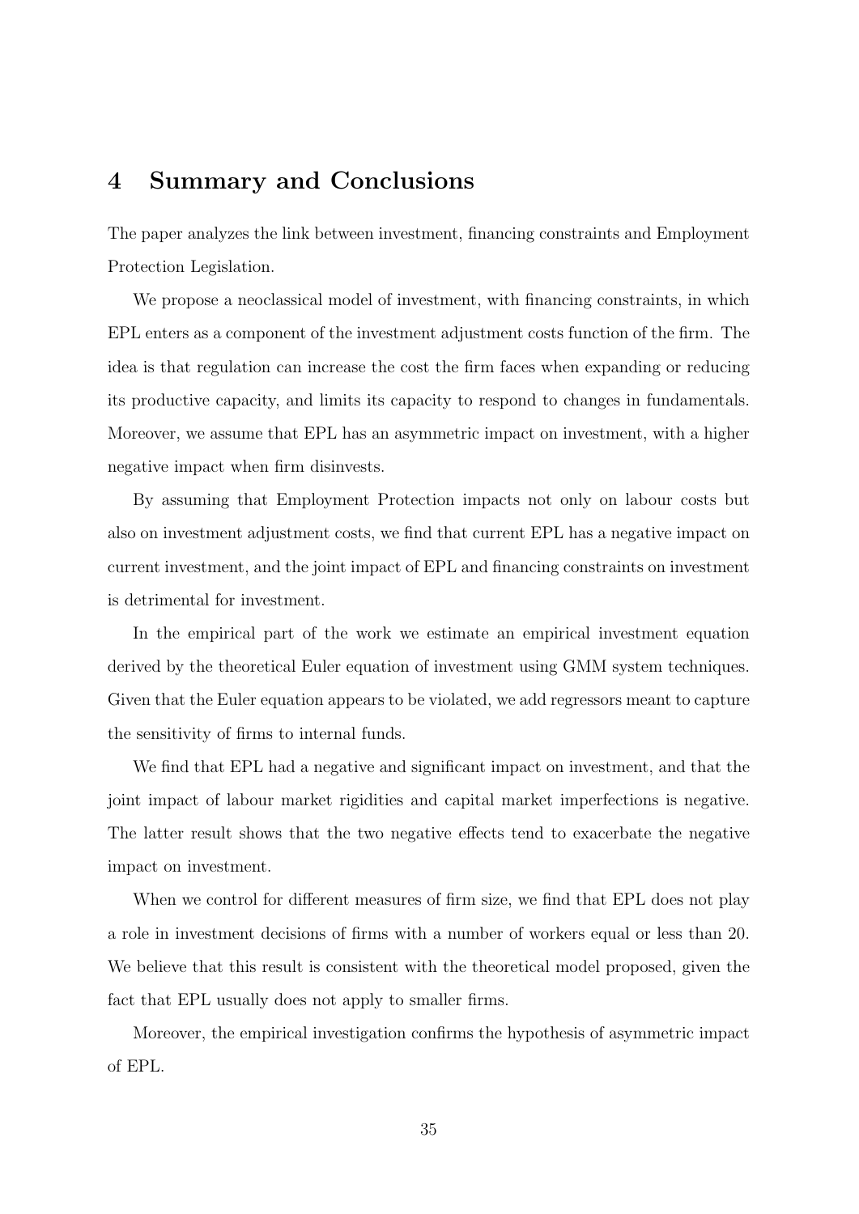# 4 Summary and Conclusions

The paper analyzes the link between investment, financing constraints and Employment Protection Legislation.

We propose a neoclassical model of investment, with financing constraints, in which EPL enters as a component of the investment adjustment costs function of the firm. The idea is that regulation can increase the cost the firm faces when expanding or reducing its productive capacity, and limits its capacity to respond to changes in fundamentals. Moreover, we assume that EPL has an asymmetric impact on investment, with a higher negative impact when firm disinvests.

By assuming that Employment Protection impacts not only on labour costs but also on investment adjustment costs, we find that current EPL has a negative impact on current investment, and the joint impact of EPL and financing constraints on investment is detrimental for investment.

In the empirical part of the work we estimate an empirical investment equation derived by the theoretical Euler equation of investment using GMM system techniques. Given that the Euler equation appears to be violated, we add regressors meant to capture the sensitivity of firms to internal funds.

We find that EPL had a negative and significant impact on investment, and that the joint impact of labour market rigidities and capital market imperfections is negative. The latter result shows that the two negative effects tend to exacerbate the negative impact on investment.

When we control for different measures of firm size, we find that EPL does not play a role in investment decisions of firms with a number of workers equal or less than 20. We believe that this result is consistent with the theoretical model proposed, given the fact that EPL usually does not apply to smaller firms.

Moreover, the empirical investigation confirms the hypothesis of asymmetric impact of EPL.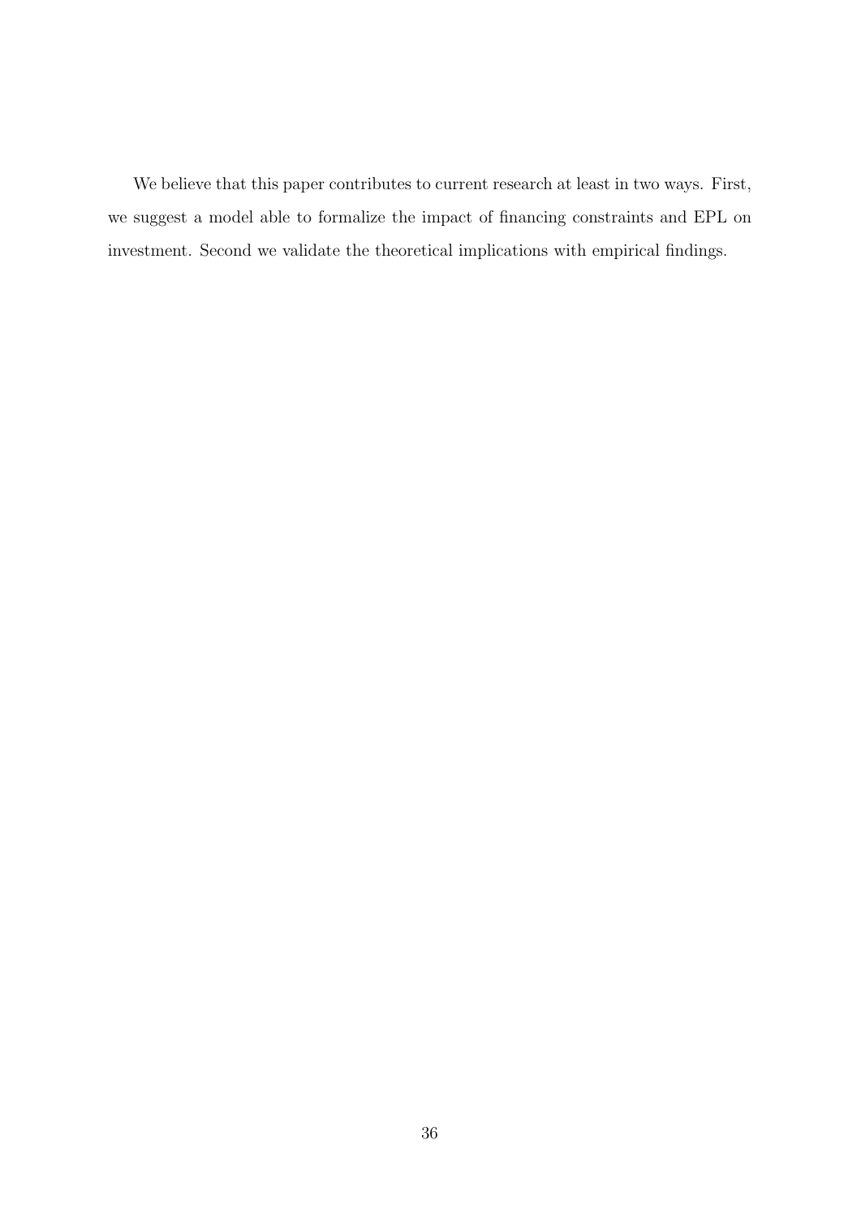We believe that this paper contributes to current research at least in two ways. First, we suggest a model able to formalize the impact of financing constraints and EPL on investment. Second we validate the theoretical implications with empirical findings.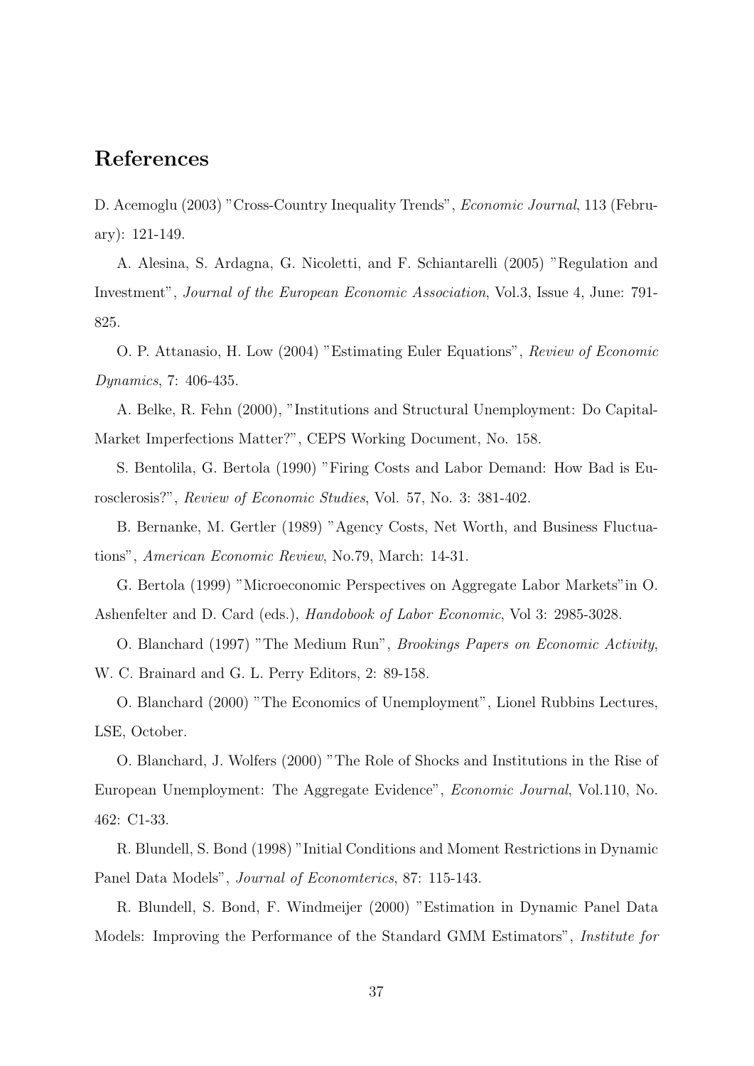## References

D. Acemoglu (2003) "Cross-Country Inequality Trends", *Economic Journal*, 113 (February): 121-149.

A. Alesina, S. Ardagna, G. Nicoletti, and F. Schiantarelli (2005) "Regulation and Investment", *Journal of the European Economic Association*, Vol.3, Issue 4, June: 791-825.

O. P. Attanasio, H. Low (2004) "Estimating Euler Equations", *Review of Economic Dynamics*, 7: 406-435.

A. Belke, R. Fehn (2000), "Institutions and Structural Unemployment: Do Capital-Market Imperfections Matter?", CEPS Working Document, No. 158.

S. Bentolila, G. Bertola (1990) "Firing Costs and Labor Demand: How Bad is Eurosclerosis?", *Review of Economic Studies*, Vol. 57, No. 3: 381-402.

B. Bernanke, M. Gertler (1989) "Agency Costs, Net Worth, and Business Fluctuations", *American Economic Review*, No.79, March: 14-31.

G. Bertola (1999) "Microeconomic Perspectives on Aggregate Labor Markets"in O. Ashenfelter and D. Card (eds.), *Handobook of Labor Economic*, Vol 3: 2985-3028.

O. Blanchard (1997) "The Medium Run", *Brookings Papers on Economic Activity*, W. C. Brainard and G. L. Perry Editors, 2: 89-158.

O. Blanchard (2000) "The Economics of Unemployment", Lionel Rubbins Lectures, LSE, October.

O. Blanchard, J. Wolfers (2000) "The Role of Shocks and Institutions in the Rise of European Unemployment: The Aggregate Evidence", *Economic Journal*, Vol.110, No. 462: C1-33.

R. Blundell, S. Bond (1998) "Initial Conditions and Moment Restrictions in Dynamic Panel Data Models", *Journal of Economterics*, 87: 115-143.

R. Blundell, S. Bond, F. Windmeijer (2000) "Estimation in Dynamic Panel Data Models: Improving the Performance of the Standard GMM Estimators", *Institute for*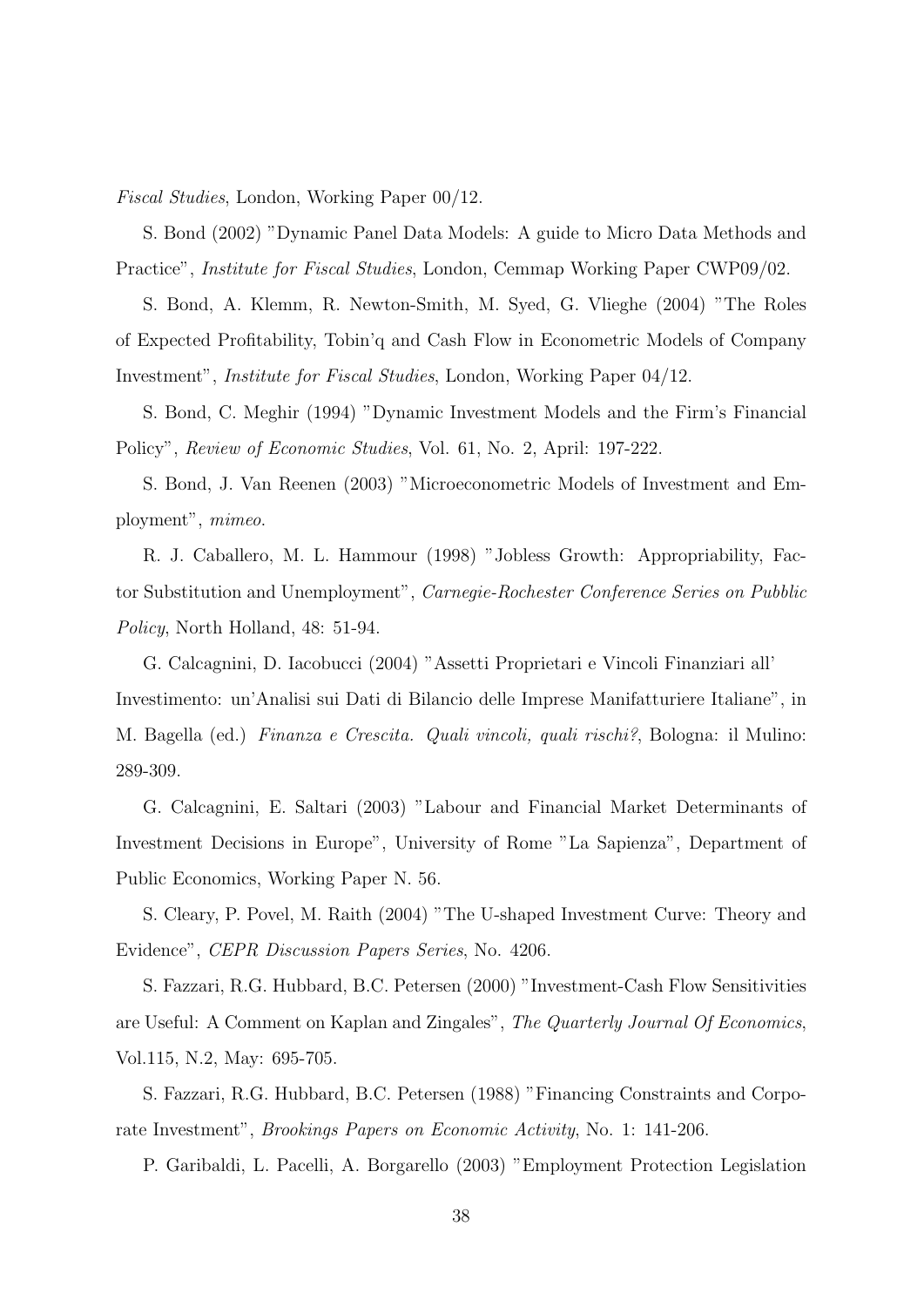*Fiscal Studies*, London, Working Paper 00/12.

S. Bond (2002) "Dynamic Panel Data Models: A guide to Micro Data Methods and Practice", *Institute for Fiscal Studies*, London, Cemmap Working Paper CWP09/02.

S. Bond, A. Klemm, R. Newton-Smith, M. Syed, G. Vlieghe (2004) "The Roles of Expected Profitability, Tobin'q and Cash Flow in Econometric Models of Company Investment", *Institute for Fiscal Studies*, London, Working Paper 04/12.

S. Bond, C. Meghir (1994) "Dynamic Investment Models and the Firm's Financial Policy", *Review of Economic Studies*, Vol. 61, No. 2, April: 197-222.

S. Bond, J. Van Reenen (2003) "Microeconometric Models of Investment and Employment", *mimeo.*

R. J. Caballero, M. L. Hammour (1998) "Jobless Growth: Appropriability, Factor Substitution and Unemployment", *Carnegie-Rochester Conference Series on Pubblic Policy*, North Holland, 48: 51-94.

G. Calcagnini, D. Iacobucci (2004) "Assetti Proprietari e Vincoli Finanziari all' Investimento: un'Analisi sui Dati di Bilancio delle Imprese Manifatturiere Italiane", in M. Bagella (ed.) *Finanza e Crescita. Quali vincoli, quali rischi?*, Bologna: il Mulino: 289-309.

G. Calcagnini, E. Saltari (2003) "Labour and Financial Market Determinants of Investment Decisions in Europe", University of Rome "La Sapienza", Department of Public Economics, Working Paper N. 56.

S. Cleary, P. Povel, M. Raith (2004) "The U-shaped Investment Curve: Theory and Evidence", *CEPR Discussion Papers Series*, No. 4206.

S. Fazzari, R.G. Hubbard, B.C. Petersen (2000) "Investment-Cash Flow Sensitivities are Useful: A Comment on Kaplan and Zingales", *The Quarterly Journal Of Economics*, Vol.115, N.2, May: 695-705.

S. Fazzari, R.G. Hubbard, B.C. Petersen (1988) "Financing Constraints and Corporate Investment", *Brookings Papers on Economic Activity*, No. 1: 141-206.

P. Garibaldi, L. Pacelli, A. Borgarello (2003) "Employment Protection Legislation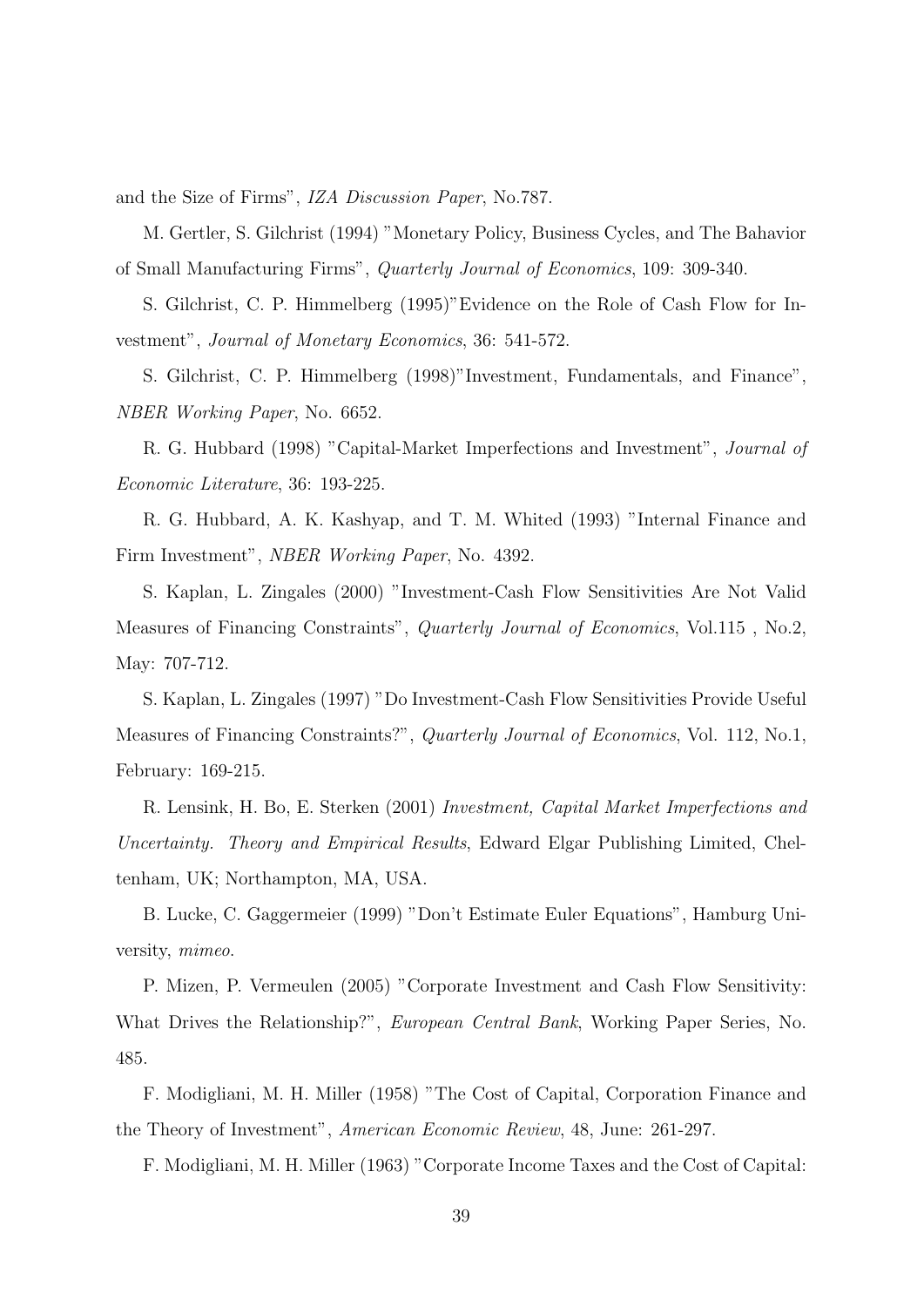and the Size of Firms", *IZA Discussion Paper*, No.787.

M. Gertler, S. Gilchrist (1994) "Monetary Policy, Business Cycles, and The Bahavior of Small Manufacturing Firms", *Quarterly Journal of Economics*, 109: 309-340.

S. Gilchrist, C. P. Himmelberg (1995)"Evidence on the Role of Cash Flow for Investment", *Journal of Monetary Economics*, 36: 541-572.

S. Gilchrist, C. P. Himmelberg (1998)"Investment, Fundamentals, and Finance", *NBER Working Paper*, No. 6652.

R. G. Hubbard (1998) "Capital-Market Imperfections and Investment", *Journal of Economic Literature*, 36: 193-225.

R. G. Hubbard, A. K. Kashyap, and T. M. Whited (1993) "Internal Finance and Firm Investment", *NBER Working Paper*, No. 4392.

S. Kaplan, L. Zingales (2000) "Investment-Cash Flow Sensitivities Are Not Valid Measures of Financing Constraints", *Quarterly Journal of Economics*, Vol.115 , No.2, May: 707-712.

S. Kaplan, L. Zingales (1997) "Do Investment-Cash Flow Sensitivities Provide Useful Measures of Financing Constraints?", *Quarterly Journal of Economics*, Vol. 112, No.1, February: 169-215.

R. Lensink, H. Bo, E. Sterken (2001) *Investment, Capital Market Imperfections and Uncertainty. Theory and Empirical Results*, Edward Elgar Publishing Limited, Cheltenham, UK; Northampton, MA, USA.

B. Lucke, C. Gaggermeier (1999) "Don't Estimate Euler Equations", Hamburg University, *mimeo*.

P. Mizen, P. Vermeulen (2005) "Corporate Investment and Cash Flow Sensitivity: What Drives the Relationship?", *European Central Bank*, Working Paper Series, No. 485.

F. Modigliani, M. H. Miller (1958) "The Cost of Capital, Corporation Finance and the Theory of Investment", *American Economic Review*, 48, June: 261-297.

F. Modigliani, M. H. Miller (1963) "Corporate Income Taxes and the Cost of Capital: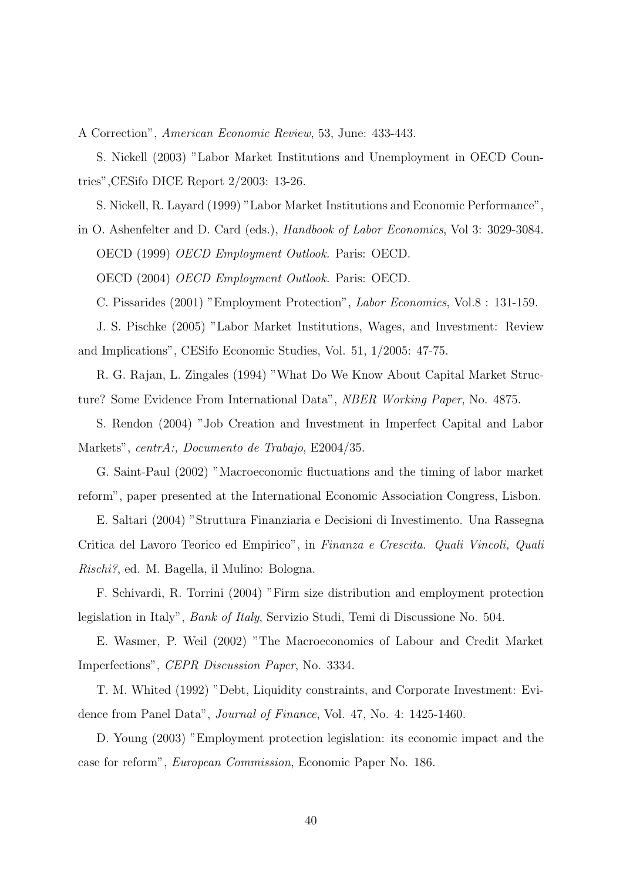A Correction", *American Economic Review*, 53, June: 433-443.

S. Nickell (2003) "Labor Market Institutions and Unemployment in OECD Countries",CESifo DICE Report 2/2003: 13-26.

S. Nickell, R. Layard (1999) "Labor Market Institutions and Economic Performance", in O. Ashenfelter and D. Card (eds.), *Handbook of Labor Economics*, Vol 3: 3029-3084.

OECD (1999) *OECD Employment Outlook.* Paris: OECD.

OECD (2004) *OECD Employment Outlook.* Paris: OECD.

C. Pissarides (2001) "Employment Protection", *Labor Economics*, Vol.8 : 131-159.

J. S. Pischke (2005) "Labor Market Institutions, Wages, and Investment: Review and Implications", CESifo Economic Studies, Vol. 51, 1/2005: 47-75.

R. G. Rajan, L. Zingales (1994) "What Do We Know About Capital Market Structure? Some Evidence From International Data", *NBER Working Paper*, No. 4875.

S. Rendon (2004) "Job Creation and Investment in Imperfect Capital and Labor Markets", *centrA:, Documento de Trabajo*, E2004/35.

G. Saint-Paul (2002) "Macroeconomic fluctuations and the timing of labor market reform", paper presented at the International Economic Association Congress, Lisbon.

E. Saltari (2004) "Struttura Finanziaria e Decisioni di Investimento. Una Rassegna Critica del Lavoro Teorico ed Empirico", in *Finanza e Crescita. Quali Vincoli, Quali Rischi?*, ed. M. Bagella, il Mulino: Bologna.

F. Schivardi, R. Torrini (2004) "Firm size distribution and employment protection legislation in Italy", *Bank of Italy*, Servizio Studi, Temi di Discussione No. 504.

E. Wasmer, P. Weil (2002) "The Macroeconomics of Labour and Credit Market Imperfections", *CEPR Discussion Paper*, No. 3334.

T. M. Whited (1992) "Debt, Liquidity constraints, and Corporate Investment: Evidence from Panel Data", *Journal of Finance*, Vol. 47, No. 4: 1425-1460.

D. Young (2003) "Employment protection legislation: its economic impact and the case for reform", *European Commission*, Economic Paper No. 186.